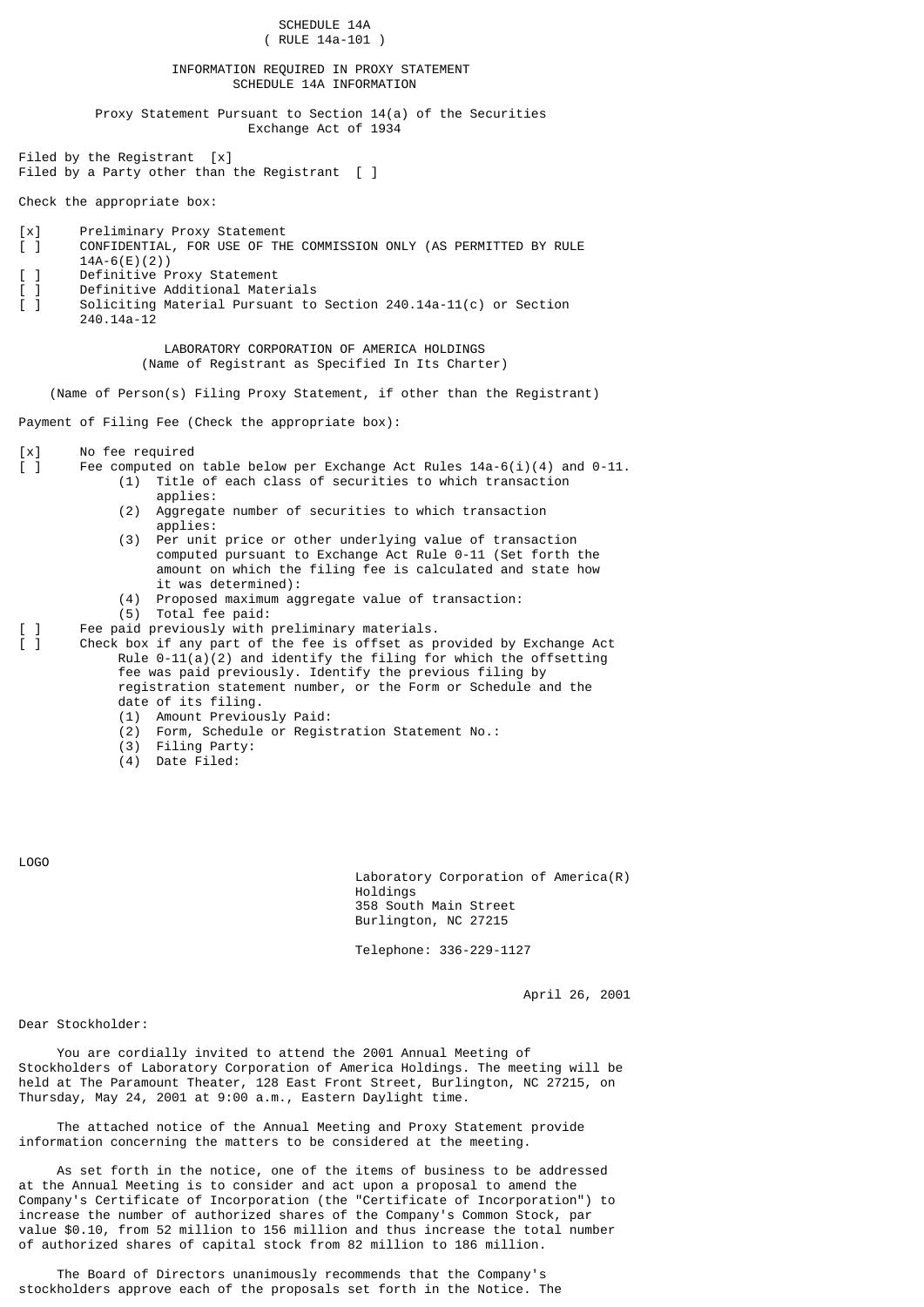SCHEDULE 14A
( RULE 14a-101 )

INFORMATION REQUIRED IN PROXY STATEMENT
SCHEDULE 14A INFORMATION

Proxy Statement Pursuant to Section 14(a) of the Securities
Exchange Act of 1934

Filed by the Registrant [x]
Filed by a Party other than the Registrant [ ]

Check the appropriate box:

[x] Preliminary Proxy Statement
[ ] CONFIDENTIAL, FOR USE OF THE COMMISSION ONLY (AS PERMITTED BY RULE 14A-6(E)(2))
[ ] Definitive Proxy Statement
[ ] Definitive Additional Materials
[ ] Soliciting Material Pursuant to Section 240.14a-11(c) or Section 240.14a-12

LABORATORY CORPORATION OF AMERICA HOLDINGS
(Name of Registrant as Specified In Its Charter)

(Name of Person(s) Filing Proxy Statement, if other than the Registrant)

Payment of Filing Fee (Check the appropriate box):

[x] No fee required
[ ] Fee computed on table below per Exchange Act Rules 14a-6(i)(4) and 0-11.
  (1) Title of each class of securities to which transaction applies:
  (2) Aggregate number of securities to which transaction applies:
  (3) Per unit price or other underlying value of transaction computed pursuant to Exchange Act Rule 0-11 (Set forth the amount on which the filing fee is calculated and state how it was determined):
  (4) Proposed maximum aggregate value of transaction:
  (5) Total fee paid:
[ ] Fee paid previously with preliminary materials.
[ ] Check box if any part of the fee is offset as provided by Exchange Act Rule 0-11(a)(2) and identify the filing for which the offsetting fee was paid previously. Identify the previous filing by registration statement number, or the Form or Schedule and the date of its filing.
  (1) Amount Previously Paid:
  (2) Form, Schedule or Registration Statement No.:
  (3) Filing Party:
  (4) Date Filed:

LOGO

Laboratory Corporation of America(R) Holdings
358 South Main Street
Burlington, NC 27215

Telephone: 336-229-1127

April 26, 2001

Dear Stockholder:

You are cordially invited to attend the 2001 Annual Meeting of Stockholders of Laboratory Corporation of America Holdings. The meeting will be held at The Paramount Theater, 128 East Front Street, Burlington, NC 27215, on Thursday, May 24, 2001 at 9:00 a.m., Eastern Daylight time.

The attached notice of the Annual Meeting and Proxy Statement provide information concerning the matters to be considered at the meeting.

As set forth in the notice, one of the items of business to be addressed at the Annual Meeting is to consider and act upon a proposal to amend the Company's Certificate of Incorporation (the "Certificate of Incorporation") to increase the number of authorized shares of the Company's Common Stock, par value $0.10, from 52 million to 156 million and thus increase the total number of authorized shares of capital stock from 82 million to 186 million.

The Board of Directors unanimously recommends that the Company's stockholders approve each of the proposals set forth in the Notice. The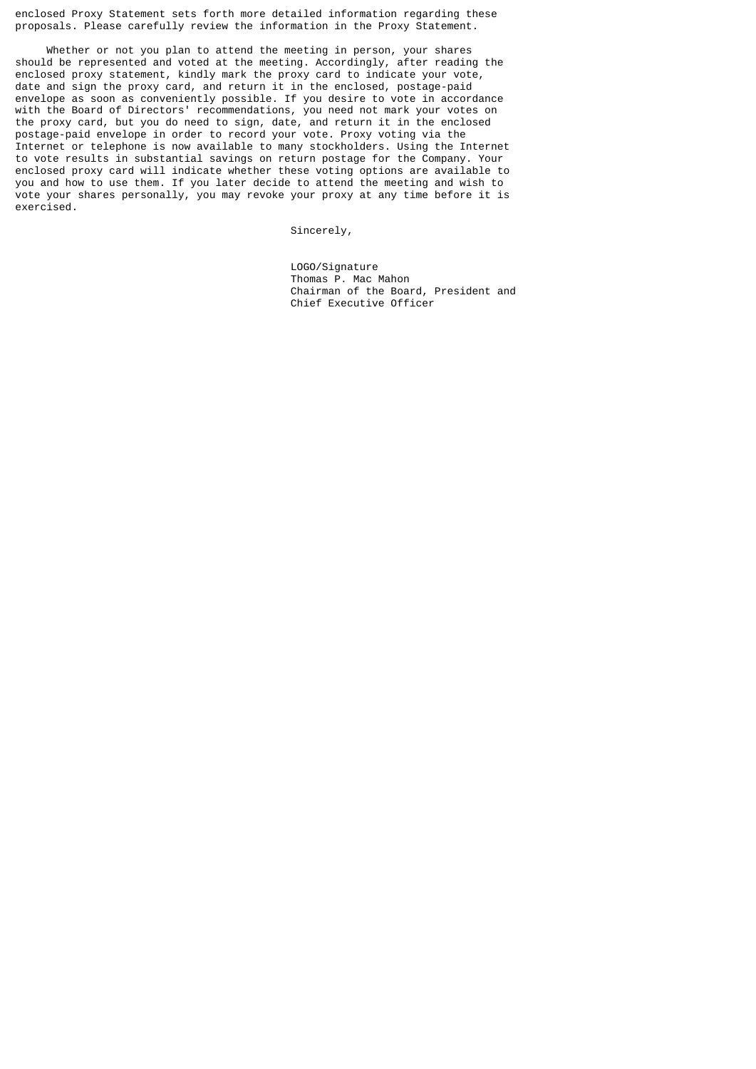enclosed Proxy Statement sets forth more detailed information regarding these proposals. Please carefully review the information in the Proxy Statement.

Whether or not you plan to attend the meeting in person, your shares should be represented and voted at the meeting. Accordingly, after reading the enclosed proxy statement, kindly mark the proxy card to indicate your vote, date and sign the proxy card, and return it in the enclosed, postage-paid envelope as soon as conveniently possible. If you desire to vote in accordance with the Board of Directors' recommendations, you need not mark your votes on the proxy card, but you do need to sign, date, and return it in the enclosed postage-paid envelope in order to record your vote. Proxy voting via the Internet or telephone is now available to many stockholders. Using the Internet to vote results in substantial savings on return postage for the Company. Your enclosed proxy card will indicate whether these voting options are available to you and how to use them. If you later decide to attend the meeting and wish to vote your shares personally, you may revoke your proxy at any time before it is exercised.

Sincerely,

LOGO/Signature
Thomas P. Mac Mahon
Chairman of the Board, President and
Chief Executive Officer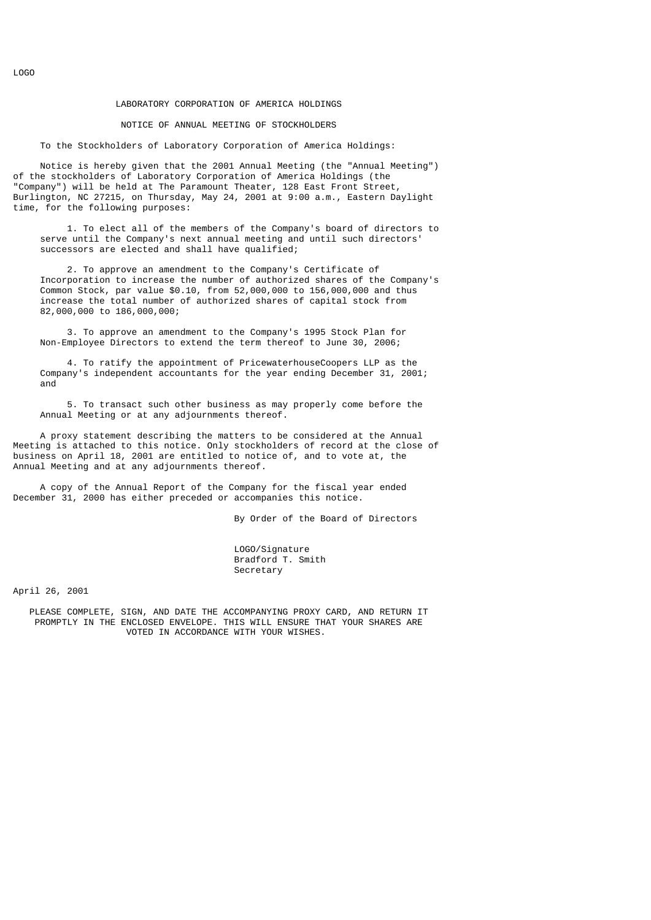LOGO

# LABORATORY CORPORATION OF AMERICA HOLDINGS

## NOTICE OF ANNUAL MEETING OF STOCKHOLDERS

To the Stockholders of Laboratory Corporation of America Holdings:

Notice is hereby given that the 2001 Annual Meeting (the "Annual Meeting") of the stockholders of Laboratory Corporation of America Holdings (the "Company") will be held at The Paramount Theater, 128 East Front Street, Burlington, NC 27215, on Thursday, May 24, 2001 at 9:00 a.m., Eastern Daylight time, for the following purposes:

1. To elect all of the members of the Company's board of directors to serve until the Company's next annual meeting and until such directors' successors are elected and shall have qualified;

2. To approve an amendment to the Company's Certificate of Incorporation to increase the number of authorized shares of the Company's Common Stock, par value $0.10, from 52,000,000 to 156,000,000 and thus increase the total number of authorized shares of capital stock from 82,000,000 to 186,000,000;

3. To approve an amendment to the Company's 1995 Stock Plan for Non-Employee Directors to extend the term thereof to June 30, 2006;

4. To ratify the appointment of PricewaterhouseCoopers LLP as the Company's independent accountants for the year ending December 31, 2001; and

5. To transact such other business as may properly come before the Annual Meeting or at any adjournments thereof.

A proxy statement describing the matters to be considered at the Annual Meeting is attached to this notice. Only stockholders of record at the close of business on April 18, 2001 are entitled to notice of, and to vote at, the Annual Meeting and at any adjournments thereof.

A copy of the Annual Report of the Company for the fiscal year ended December 31, 2000 has either preceded or accompanies this notice.

By Order of the Board of Directors

LOGO/Signature
Bradford T. Smith
Secretary

April 26, 2001

PLEASE COMPLETE, SIGN, AND DATE THE ACCOMPANYING PROXY CARD, AND RETURN IT PROMPTLY IN THE ENCLOSED ENVELOPE. THIS WILL ENSURE THAT YOUR SHARES ARE VOTED IN ACCORDANCE WITH YOUR WISHES.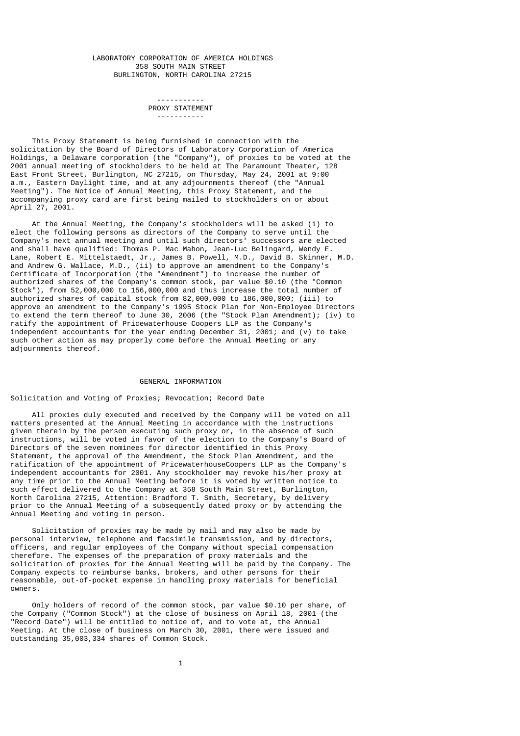LABORATORY CORPORATION OF AMERICA HOLDINGS
358 SOUTH MAIN STREET
BURLINGTON, NORTH CAROLINA 27215

# PROXY STATEMENT

This Proxy Statement is being furnished in connection with the solicitation by the Board of Directors of Laboratory Corporation of America Holdings, a Delaware corporation (the "Company"), of proxies to be voted at the 2001 annual meeting of stockholders to be held at The Paramount Theater, 128 East Front Street, Burlington, NC 27215, on Thursday, May 24, 2001 at 9:00 a.m., Eastern Daylight time, and at any adjournments thereof (the "Annual Meeting"). The Notice of Annual Meeting, this Proxy Statement, and the accompanying proxy card are first being mailed to stockholders on or about April 27, 2001.

At the Annual Meeting, the Company's stockholders will be asked (i) to elect the following persons as directors of the Company to serve until the Company's next annual meeting and until such directors' successors are elected and shall have qualified: Thomas P. Mac Mahon, Jean-Luc Belingard, Wendy E. Lane, Robert E. Mittelstaedt, Jr., James B. Powell, M.D., David B. Skinner, M.D. and Andrew G. Wallace, M.D., (ii) to approve an amendment to the Company's Certificate of Incorporation (the "Amendment") to increase the number of authorized shares of the Company's common stock, par value $0.10 (the "Common Stock"), from 52,000,000 to 156,000,000 and thus increase the total number of authorized shares of capital stock from 82,000,000 to 186,000,000; (iii) to approve an amendment to the Company's 1995 Stock Plan for Non-Employee Directors to extend the term thereof to June 30, 2006 (the "Stock Plan Amendment); (iv) to ratify the appointment of Pricewaterhouse Coopers LLP as the Company's independent accountants for the year ending December 31, 2001; and (v) to take such other action as may properly come before the Annual Meeting or any adjournments thereof.

## GENERAL INFORMATION

### Solicitation and Voting of Proxies; Revocation; Record Date

All proxies duly executed and received by the Company will be voted on all matters presented at the Annual Meeting in accordance with the instructions given therein by the person executing such proxy or, in the absence of such instructions, will be voted in favor of the election to the Company's Board of Directors of the seven nominees for director identified in this Proxy Statement, the approval of the Amendment, the Stock Plan Amendment, and the ratification of the appointment of PricewaterhouseCoopers LLP as the Company's independent accountants for 2001. Any stockholder may revoke his/her proxy at any time prior to the Annual Meeting before it is voted by written notice to such effect delivered to the Company at 358 South Main Street, Burlington, North Carolina 27215, Attention: Bradford T. Smith, Secretary, by delivery prior to the Annual Meeting of a subsequently dated proxy or by attending the Annual Meeting and voting in person.

Solicitation of proxies may be made by mail and may also be made by personal interview, telephone and facsimile transmission, and by directors, officers, and regular employees of the Company without special compensation therefore. The expenses of the preparation of proxy materials and the solicitation of proxies for the Annual Meeting will be paid by the Company. The Company expects to reimburse banks, brokers, and other persons for their reasonable, out-of-pocket expense in handling proxy materials for beneficial owners.

Only holders of record of the common stock, par value $0.10 per share, of the Company ("Common Stock") at the close of business on April 18, 2001 (the "Record Date") will be entitled to notice of, and to vote at, the Annual Meeting. At the close of business on March 30, 2001, there were issued and outstanding 35,003,334 shares of Common Stock.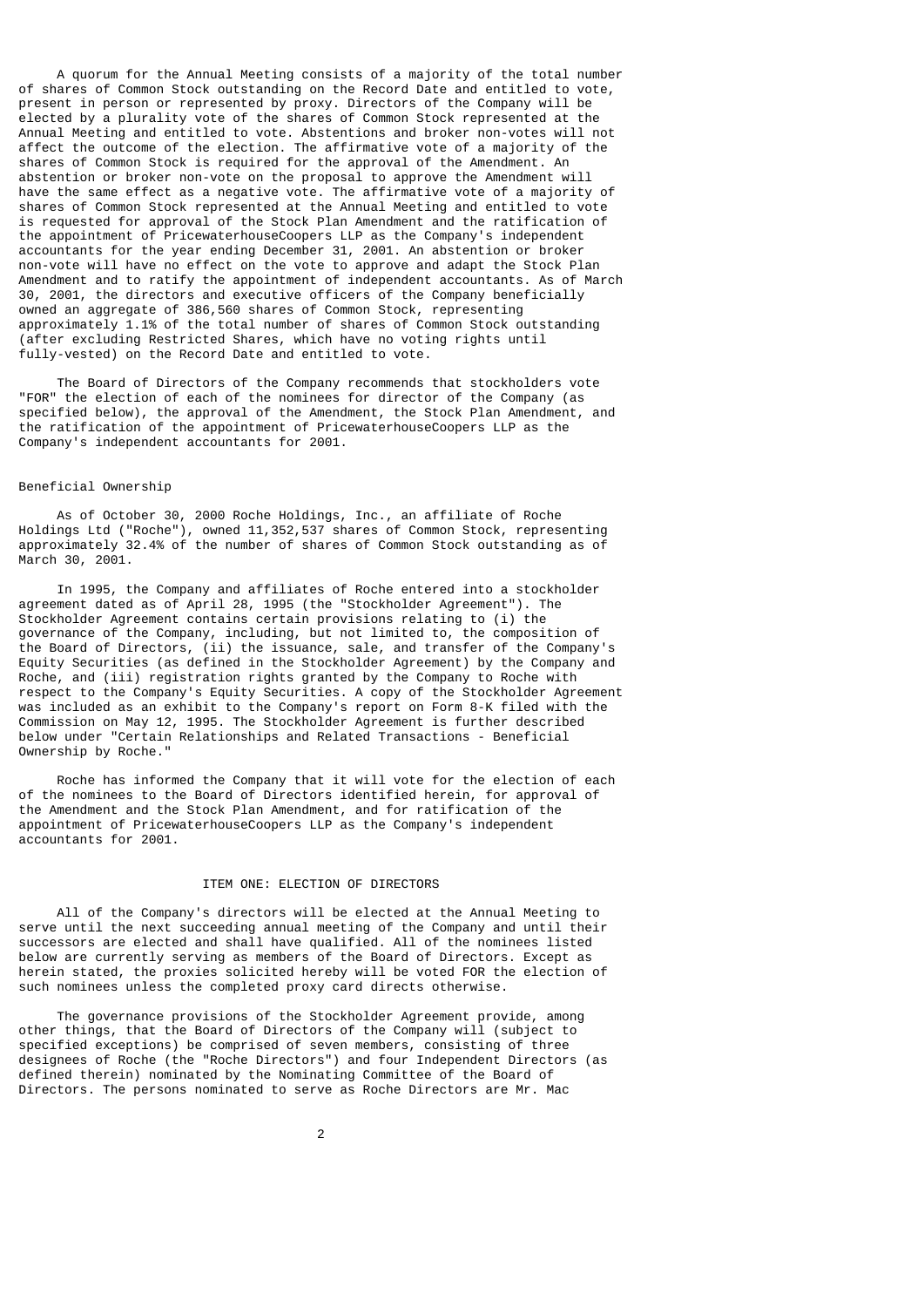A quorum for the Annual Meeting consists of a majority of the total number of shares of Common Stock outstanding on the Record Date and entitled to vote, present in person or represented by proxy. Directors of the Company will be elected by a plurality vote of the shares of Common Stock represented at the Annual Meeting and entitled to vote. Abstentions and broker non-votes will not affect the outcome of the election. The affirmative vote of a majority of the shares of Common Stock is required for the approval of the Amendment. An abstention or broker non-vote on the proposal to approve the Amendment will have the same effect as a negative vote. The affirmative vote of a majority of shares of Common Stock represented at the Annual Meeting and entitled to vote is requested for approval of the Stock Plan Amendment and the ratification of the appointment of PricewaterhouseCoopers LLP as the Company's independent accountants for the year ending December 31, 2001. An abstention or broker non-vote will have no effect on the vote to approve and adapt the Stock Plan Amendment and to ratify the appointment of independent accountants. As of March 30, 2001, the directors and executive officers of the Company beneficially owned an aggregate of 386,560 shares of Common Stock, representing approximately 1.1% of the total number of shares of Common Stock outstanding (after excluding Restricted Shares, which have no voting rights until fully-vested) on the Record Date and entitled to vote.

The Board of Directors of the Company recommends that stockholders vote "FOR" the election of each of the nominees for director of the Company (as specified below), the approval of the Amendment, the Stock Plan Amendment, and the ratification of the appointment of PricewaterhouseCoopers LLP as the Company's independent accountants for 2001.

## Beneficial Ownership

As of October 30, 2000 Roche Holdings, Inc., an affiliate of Roche Holdings Ltd ("Roche"), owned 11,352,537 shares of Common Stock, representing approximately 32.4% of the number of shares of Common Stock outstanding as of March 30, 2001.

In 1995, the Company and affiliates of Roche entered into a stockholder agreement dated as of April 28, 1995 (the "Stockholder Agreement"). The Stockholder Agreement contains certain provisions relating to (i) the governance of the Company, including, but not limited to, the composition of the Board of Directors, (ii) the issuance, sale, and transfer of the Company's Equity Securities (as defined in the Stockholder Agreement) by the Company and Roche, and (iii) registration rights granted by the Company to Roche with respect to the Company's Equity Securities. A copy of the Stockholder Agreement was included as an exhibit to the Company's report on Form 8-K filed with the Commission on May 12, 1995. The Stockholder Agreement is further described below under "Certain Relationships and Related Transactions - Beneficial Ownership by Roche."

Roche has informed the Company that it will vote for the election of each of the nominees to the Board of Directors identified herein, for approval of the Amendment and the Stock Plan Amendment, and for ratification of the appointment of PricewaterhouseCoopers LLP as the Company's independent accountants for 2001.

## ITEM ONE: ELECTION OF DIRECTORS

All of the Company's directors will be elected at the Annual Meeting to serve until the next succeeding annual meeting of the Company and until their successors are elected and shall have qualified. All of the nominees listed below are currently serving as members of the Board of Directors. Except as herein stated, the proxies solicited hereby will be voted FOR the election of such nominees unless the completed proxy card directs otherwise.

The governance provisions of the Stockholder Agreement provide, among other things, that the Board of Directors of the Company will (subject to specified exceptions) be comprised of seven members, consisting of three designees of Roche (the "Roche Directors") and four Independent Directors (as defined therein) nominated by the Nominating Committee of the Board of Directors. The persons nominated to serve as Roche Directors are Mr. Mac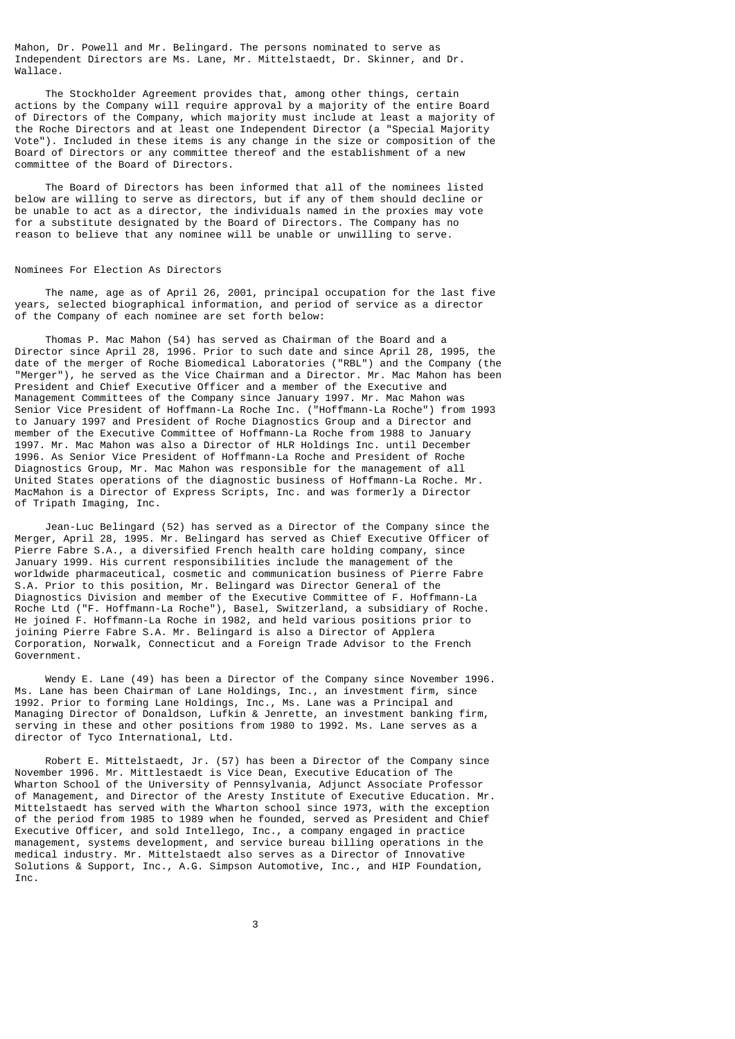Mahon, Dr. Powell and Mr. Belingard. The persons nominated to serve as Independent Directors are Ms. Lane, Mr. Mittelstaedt, Dr. Skinner, and Dr. Wallace.

The Stockholder Agreement provides that, among other things, certain actions by the Company will require approval by a majority of the entire Board of Directors of the Company, which majority must include at least a majority of the Roche Directors and at least one Independent Director (a "Special Majority Vote"). Included in these items is any change in the size or composition of the Board of Directors or any committee thereof and the establishment of a new committee of the Board of Directors.

The Board of Directors has been informed that all of the nominees listed below are willing to serve as directors, but if any of them should decline or be unable to act as a director, the individuals named in the proxies may vote for a substitute designated by the Board of Directors. The Company has no reason to believe that any nominee will be unable or unwilling to serve.

## Nominees For Election As Directors

The name, age as of April 26, 2001, principal occupation for the last five years, selected biographical information, and period of service as a director of the Company of each nominee are set forth below:

Thomas P. Mac Mahon (54) has served as Chairman of the Board and a Director since April 28, 1996. Prior to such date and since April 28, 1995, the date of the merger of Roche Biomedical Laboratories ("RBL") and the Company (the "Merger"), he served as the Vice Chairman and a Director. Mr. Mac Mahon has been President and Chief Executive Officer and a member of the Executive and Management Committees of the Company since January 1997. Mr. Mac Mahon was Senior Vice President of Hoffmann-La Roche Inc. ("Hoffmann-La Roche") from 1993 to January 1997 and President of Roche Diagnostics Group and a Director and member of the Executive Committee of Hoffmann-La Roche from 1988 to January 1997. Mr. Mac Mahon was also a Director of HLR Holdings Inc. until December 1996. As Senior Vice President of Hoffmann-La Roche and President of Roche Diagnostics Group, Mr. Mac Mahon was responsible for the management of all United States operations of the diagnostic business of Hoffmann-La Roche. Mr. MacMahon is a Director of Express Scripts, Inc. and was formerly a Director of Tripath Imaging, Inc.

Jean-Luc Belingard (52) has served as a Director of the Company since the Merger, April 28, 1995. Mr. Belingard has served as Chief Executive Officer of Pierre Fabre S.A., a diversified French health care holding company, since January 1999. His current responsibilities include the management of the worldwide pharmaceutical, cosmetic and communication business of Pierre Fabre S.A. Prior to this position, Mr. Belingard was Director General of the Diagnostics Division and member of the Executive Committee of F. Hoffmann-La Roche Ltd ("F. Hoffmann-La Roche"), Basel, Switzerland, a subsidiary of Roche. He joined F. Hoffmann-La Roche in 1982, and held various positions prior to joining Pierre Fabre S.A. Mr. Belingard is also a Director of Applera Corporation, Norwalk, Connecticut and a Foreign Trade Advisor to the French Government.

Wendy E. Lane (49) has been a Director of the Company since November 1996. Ms. Lane has been Chairman of Lane Holdings, Inc., an investment firm, since 1992. Prior to forming Lane Holdings, Inc., Ms. Lane was a Principal and Managing Director of Donaldson, Lufkin & Jenrette, an investment banking firm, serving in these and other positions from 1980 to 1992. Ms. Lane serves as a director of Tyco International, Ltd.

Robert E. Mittelstaedt, Jr. (57) has been a Director of the Company since November 1996. Mr. Mittlestaedt is Vice Dean, Executive Education of The Wharton School of the University of Pennsylvania, Adjunct Associate Professor of Management, and Director of the Aresty Institute of Executive Education. Mr. Mittelstaedt has served with the Wharton school since 1973, with the exception of the period from 1985 to 1989 when he founded, served as President and Chief Executive Officer, and sold Intellego, Inc., a company engaged in practice management, systems development, and service bureau billing operations in the medical industry. Mr. Mittelstaedt also serves as a Director of Innovative Solutions & Support, Inc., A.G. Simpson Automotive, Inc., and HIP Foundation, Inc.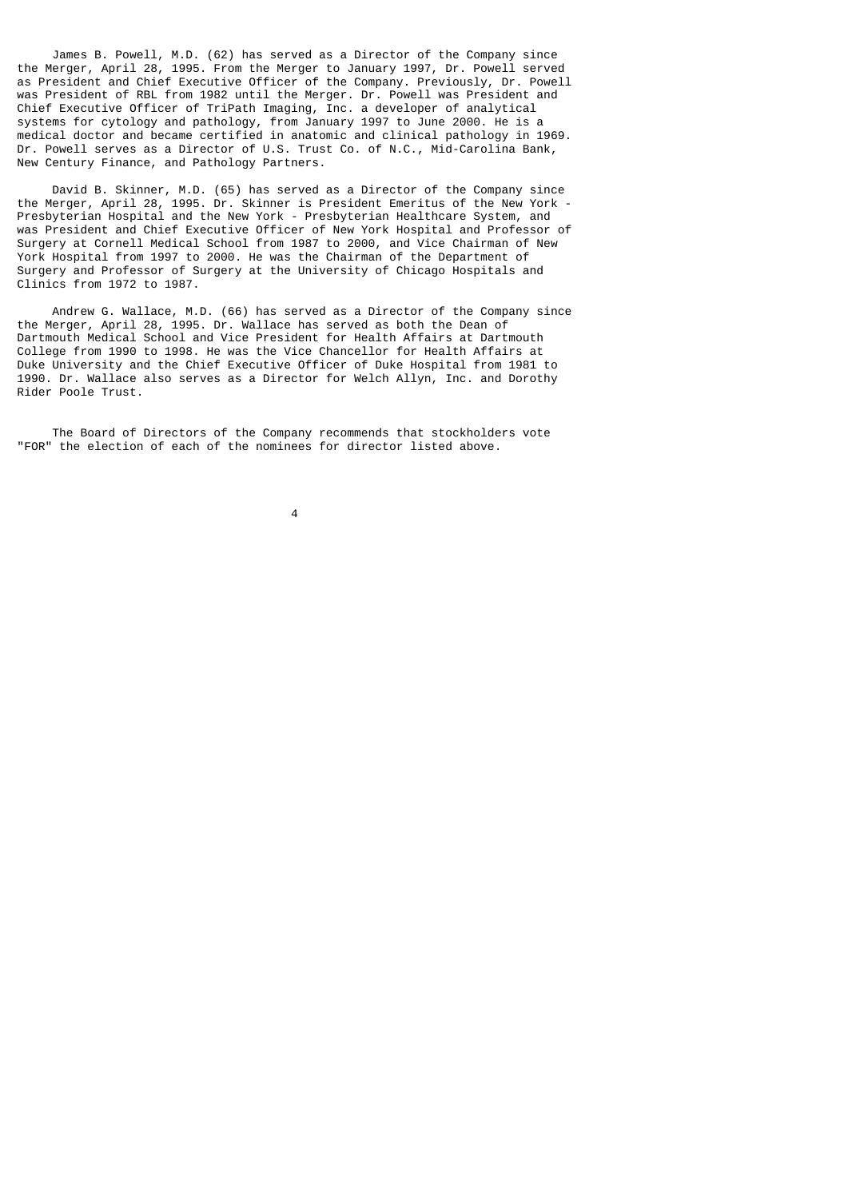James B. Powell, M.D. (62) has served as a Director of the Company since the Merger, April 28, 1995. From the Merger to January 1997, Dr. Powell served as President and Chief Executive Officer of the Company. Previously, Dr. Powell was President of RBL from 1982 until the Merger. Dr. Powell was President and Chief Executive Officer of TriPath Imaging, Inc. a developer of analytical systems for cytology and pathology, from January 1997 to June 2000. He is a medical doctor and became certified in anatomic and clinical pathology in 1969. Dr. Powell serves as a Director of U.S. Trust Co. of N.C., Mid-Carolina Bank, New Century Finance, and Pathology Partners.

David B. Skinner, M.D. (65) has served as a Director of the Company since the Merger, April 28, 1995. Dr. Skinner is President Emeritus of the New York - Presbyterian Hospital and the New York - Presbyterian Healthcare System, and was President and Chief Executive Officer of New York Hospital and Professor of Surgery at Cornell Medical School from 1987 to 2000, and Vice Chairman of New York Hospital from 1997 to 2000. He was the Chairman of the Department of Surgery and Professor of Surgery at the University of Chicago Hospitals and Clinics from 1972 to 1987.

Andrew G. Wallace, M.D. (66) has served as a Director of the Company since the Merger, April 28, 1995. Dr. Wallace has served as both the Dean of Dartmouth Medical School and Vice President for Health Affairs at Dartmouth College from 1990 to 1998. He was the Vice Chancellor for Health Affairs at Duke University and the Chief Executive Officer of Duke Hospital from 1981 to 1990. Dr. Wallace also serves as a Director for Welch Allyn, Inc. and Dorothy Rider Poole Trust.

The Board of Directors of the Company recommends that stockholders vote "FOR" the election of each of the nominees for director listed above.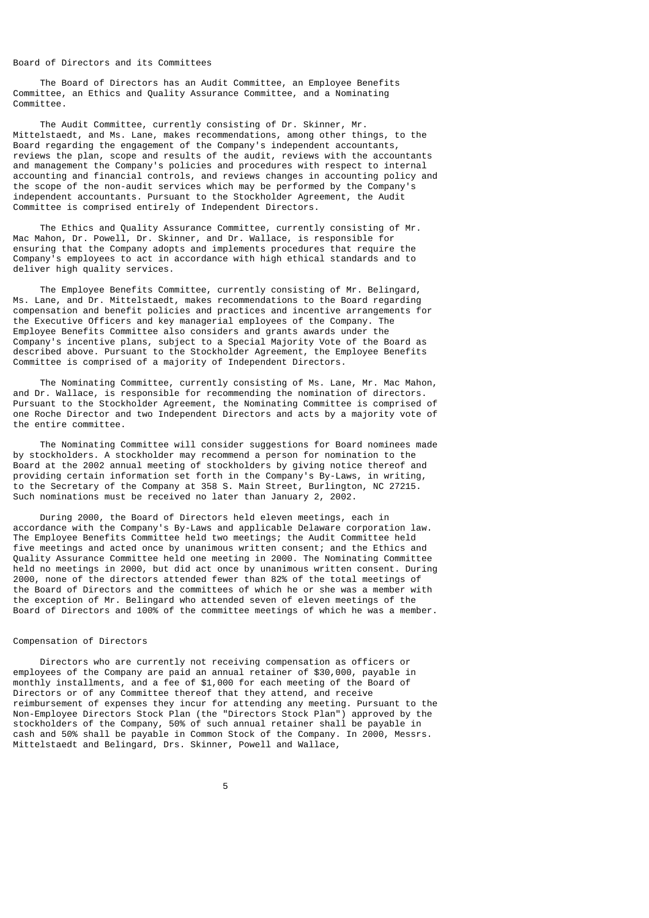## Board of Directors and its Committees

The Board of Directors has an Audit Committee, an Employee Benefits Committee, an Ethics and Quality Assurance Committee, and a Nominating Committee.

The Audit Committee, currently consisting of Dr. Skinner, Mr. Mittelstaedt, and Ms. Lane, makes recommendations, among other things, to the Board regarding the engagement of the Company's independent accountants, reviews the plan, scope and results of the audit, reviews with the accountants and management the Company's policies and procedures with respect to internal accounting and financial controls, and reviews changes in accounting policy and the scope of the non-audit services which may be performed by the Company's independent accountants. Pursuant to the Stockholder Agreement, the Audit Committee is comprised entirely of Independent Directors.

The Ethics and Quality Assurance Committee, currently consisting of Mr. Mac Mahon, Dr. Powell, Dr. Skinner, and Dr. Wallace, is responsible for ensuring that the Company adopts and implements procedures that require the Company's employees to act in accordance with high ethical standards and to deliver high quality services.

The Employee Benefits Committee, currently consisting of Mr. Belingard, Ms. Lane, and Dr. Mittelstaedt, makes recommendations to the Board regarding compensation and benefit policies and practices and incentive arrangements for the Executive Officers and key managerial employees of the Company. The Employee Benefits Committee also considers and grants awards under the Company's incentive plans, subject to a Special Majority Vote of the Board as described above. Pursuant to the Stockholder Agreement, the Employee Benefits Committee is comprised of a majority of Independent Directors.

The Nominating Committee, currently consisting of Ms. Lane, Mr. Mac Mahon, and Dr. Wallace, is responsible for recommending the nomination of directors. Pursuant to the Stockholder Agreement, the Nominating Committee is comprised of one Roche Director and two Independent Directors and acts by a majority vote of the entire committee.

The Nominating Committee will consider suggestions for Board nominees made by stockholders. A stockholder may recommend a person for nomination to the Board at the 2002 annual meeting of stockholders by giving notice thereof and providing certain information set forth in the Company's By-Laws, in writing, to the Secretary of the Company at 358 S. Main Street, Burlington, NC 27215. Such nominations must be received no later than January 2, 2002.

During 2000, the Board of Directors held eleven meetings, each in accordance with the Company's By-Laws and applicable Delaware corporation law. The Employee Benefits Committee held two meetings; the Audit Committee held five meetings and acted once by unanimous written consent; and the Ethics and Quality Assurance Committee held one meeting in 2000. The Nominating Committee held no meetings in 2000, but did act once by unanimous written consent. During 2000, none of the directors attended fewer than 82% of the total meetings of the Board of Directors and the committees of which he or she was a member with the exception of Mr. Belingard who attended seven of eleven meetings of the Board of Directors and 100% of the committee meetings of which he was a member.

## Compensation of Directors

Directors who are currently not receiving compensation as officers or employees of the Company are paid an annual retainer of $30,000, payable in monthly installments, and a fee of $1,000 for each meeting of the Board of Directors or of any Committee thereof that they attend, and receive reimbursement of expenses they incur for attending any meeting. Pursuant to the Non-Employee Directors Stock Plan (the "Directors Stock Plan") approved by the stockholders of the Company, 50% of such annual retainer shall be payable in cash and 50% shall be payable in Common Stock of the Company. In 2000, Messrs. Mittelstaedt and Belingard, Drs. Skinner, Powell and Wallace,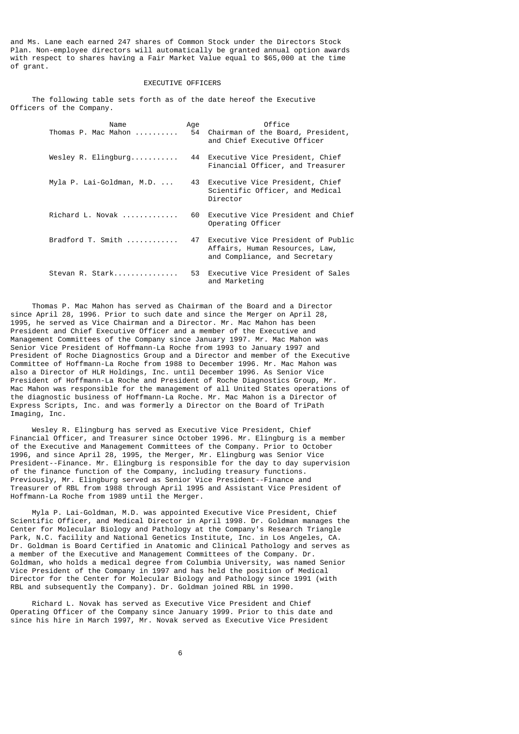and Ms. Lane each earned 247 shares of Common Stock under the Directors Stock Plan. Non-employee directors will automatically be granted annual option awards with respect to shares having a Fair Market Value equal to $65,000 at the time of grant.

## EXECUTIVE OFFICERS

The following table sets forth as of the date hereof the Executive Officers of the Company.

| Name | Age | Office |
|---|---|---|
| Thomas P. Mac Mahon | 54 | Chairman of the Board, President, and Chief Executive Officer |
| Wesley R. Elingburg | 44 | Executive Vice President, Chief Financial Officer, and Treasurer |
| Myla P. Lai-Goldman, M.D. | 43 | Executive Vice President, Chief Scientific Officer, and Medical Director |
| Richard L. Novak | 60 | Executive Vice President and Chief Operating Officer |
| Bradford T. Smith | 47 | Executive Vice President of Public Affairs, Human Resources, Law, and Compliance, and Secretary |
| Stevan R. Stark | 53 | Executive Vice President of Sales and Marketing |

Thomas P. Mac Mahon has served as Chairman of the Board and a Director since April 28, 1996. Prior to such date and since the Merger on April 28, 1995, he served as Vice Chairman and a Director. Mr. Mac Mahon has been President and Chief Executive Officer and a member of the Executive and Management Committees of the Company since January 1997. Mr. Mac Mahon was Senior Vice President of Hoffmann-La Roche from 1993 to January 1997 and President of Roche Diagnostics Group and a Director and member of the Executive Committee of Hoffmann-La Roche from 1988 to December 1996. Mr. Mac Mahon was also a Director of HLR Holdings, Inc. until December 1996. As Senior Vice President of Hoffmann-La Roche and President of Roche Diagnostics Group, Mr. Mac Mahon was responsible for the management of all United States operations of the diagnostic business of Hoffmann-La Roche. Mr. Mac Mahon is a Director of Express Scripts, Inc. and was formerly a Director on the Board of TriPath Imaging, Inc.

Wesley R. Elingburg has served as Executive Vice President, Chief Financial Officer, and Treasurer since October 1996. Mr. Elingburg is a member of the Executive and Management Committees of the Company. Prior to October 1996, and since April 28, 1995, the Merger, Mr. Elingburg was Senior Vice President--Finance. Mr. Elingburg is responsible for the day to day supervision of the finance function of the Company, including treasury functions. Previously, Mr. Elingburg served as Senior Vice President--Finance and Treasurer of RBL from 1988 through April 1995 and Assistant Vice President of Hoffmann-La Roche from 1989 until the Merger.

Myla P. Lai-Goldman, M.D. was appointed Executive Vice President, Chief Scientific Officer, and Medical Director in April 1998. Dr. Goldman manages the Center for Molecular Biology and Pathology at the Company's Research Triangle Park, N.C. facility and National Genetics Institute, Inc. in Los Angeles, CA. Dr. Goldman is Board Certified in Anatomic and Clinical Pathology and serves as a member of the Executive and Management Committees of the Company. Dr. Goldman, who holds a medical degree from Columbia University, was named Senior Vice President of the Company in 1997 and has held the position of Medical Director for the Center for Molecular Biology and Pathology since 1991 (with RBL and subsequently the Company). Dr. Goldman joined RBL in 1990.

Richard L. Novak has served as Executive Vice President and Chief Operating Officer of the Company since January 1999. Prior to this date and since his hire in March 1997, Mr. Novak served as Executive Vice President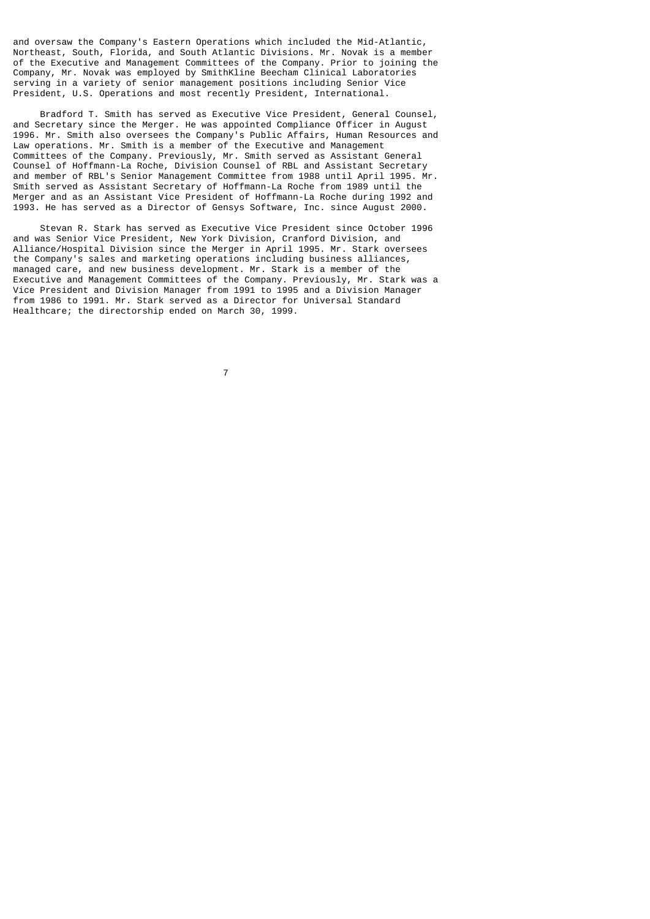and oversaw the Company's Eastern Operations which included the Mid-Atlantic, Northeast, South, Florida, and South Atlantic Divisions. Mr. Novak is a member of the Executive and Management Committees of the Company. Prior to joining the Company, Mr. Novak was employed by SmithKline Beecham Clinical Laboratories serving in a variety of senior management positions including Senior Vice President, U.S. Operations and most recently President, International.

Bradford T. Smith has served as Executive Vice President, General Counsel, and Secretary since the Merger. He was appointed Compliance Officer in August 1996. Mr. Smith also oversees the Company's Public Affairs, Human Resources and Law operations. Mr. Smith is a member of the Executive and Management Committees of the Company. Previously, Mr. Smith served as Assistant General Counsel of Hoffmann-La Roche, Division Counsel of RBL and Assistant Secretary and member of RBL's Senior Management Committee from 1988 until April 1995. Mr. Smith served as Assistant Secretary of Hoffmann-La Roche from 1989 until the Merger and as an Assistant Vice President of Hoffmann-La Roche during 1992 and 1993. He has served as a Director of Gensys Software, Inc. since August 2000.

Stevan R. Stark has served as Executive Vice President since October 1996 and was Senior Vice President, New York Division, Cranford Division, and Alliance/Hospital Division since the Merger in April 1995. Mr. Stark oversees the Company's sales and marketing operations including business alliances, managed care, and new business development. Mr. Stark is a member of the Executive and Management Committees of the Company. Previously, Mr. Stark was a Vice President and Division Manager from 1991 to 1995 and a Division Manager from 1986 to 1991. Mr. Stark served as a Director for Universal Standard Healthcare; the directorship ended on March 30, 1999.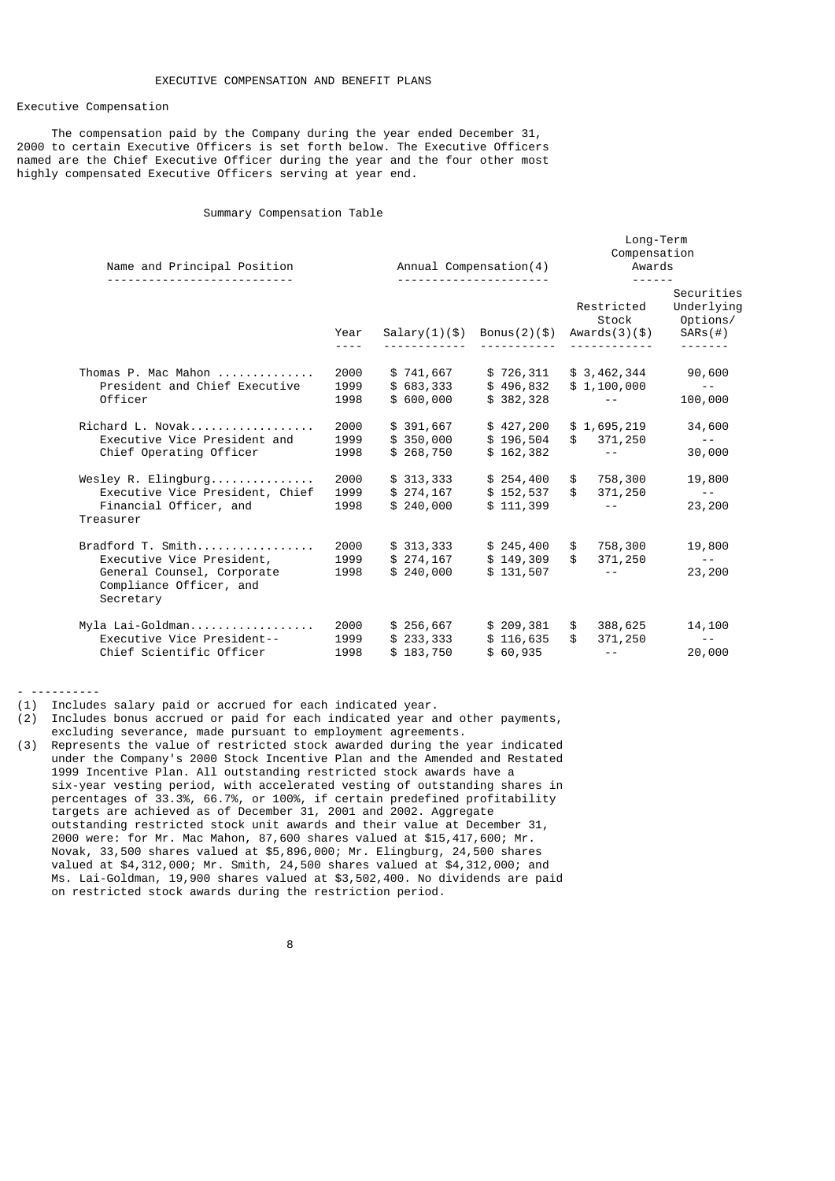EXECUTIVE COMPENSATION AND BENEFIT PLANS

Executive Compensation

The compensation paid by the Company during the year ended December 31, 2000 to certain Executive Officers is set forth below. The Executive Officers named are the Chief Executive Officer during the year and the four other most highly compensated Executive Officers serving at year end.

Summary Compensation Table

| Name and Principal Position | | Annual Compensation(4) | | Long-Term Compensation Awards | |
|---|---|---|---|---|---|
| | Year | Salary(1)($) | Bonus(2)($) | Restricted Stock Awards(3)($) | Securities Underlying Options/ SARs(#) |
| Thomas P. Mac Mahon .............. President and Chief Executive Officer | 2000 | $ 741,667 | $ 726,311 | $ 3,462,344 | 90,600 |
| | 1999 | $ 683,333 | $ 496,832 | $ 1,100,000 | -- |
| | 1998 | $ 600,000 | $ 382,328 | -- | 100,000 |
| Richard L. Novak.................. Executive Vice President and Chief Operating Officer | 2000 | $ 391,667 | $ 427,200 | $ 1,695,219 | 34,600 |
| | 1999 | $ 350,000 | $ 196,504 | $ 371,250 | -- |
| | 1998 | $ 268,750 | $ 162,382 | -- | 30,000 |
| Wesley R. Elingburg............... Executive Vice President, Chief Financial Officer, and Treasurer | 2000 | $ 313,333 | $ 254,400 | $ 758,300 | 19,800 |
| | 1999 | $ 274,167 | $ 152,537 | $ 371,250 | -- |
| | 1998 | $ 240,000 | $ 111,399 | -- | 23,200 |
| Bradford T. Smith................. Executive Vice President, General Counsel, Corporate Compliance Officer, and Secretary | 2000 | $ 313,333 | $ 245,400 | $ 758,300 | 19,800 |
| | 1999 | $ 274,167 | $ 149,309 | $ 371,250 | -- |
| | 1998 | $ 240,000 | $ 131,507 | -- | 23,200 |
| Myla Lai-Goldman.................. Executive Vice President-- Chief Scientific Officer | 2000 | $ 256,667 | $ 209,381 | $ 388,625 | 14,100 |
| | 1999 | $ 233,333 | $ 116,635 | $ 371,250 | -- |
| | 1998 | $ 183,750 | $ 60,935 | -- | 20,000 |

- ----------

(1) Includes salary paid or accrued for each indicated year.

(2) Includes bonus accrued or paid for each indicated year and other payments, excluding severance, made pursuant to employment agreements.

(3) Represents the value of restricted stock awarded during the year indicated under the Company's 2000 Stock Incentive Plan and the Amended and Restated 1999 Incentive Plan. All outstanding restricted stock awards have a six-year vesting period, with accelerated vesting of outstanding shares in percentages of 33.3%, 66.7%, or 100%, if certain predefined profitability targets are achieved as of December 31, 2001 and 2002. Aggregate outstanding restricted stock unit awards and their value at December 31, 2000 were: for Mr. Mac Mahon, 87,600 shares valued at $15,417,600; Mr. Novak, 33,500 shares valued at $5,896,000; Mr. Elingburg, 24,500 shares valued at $4,312,000; Mr. Smith, 24,500 shares valued at $4,312,000; and Ms. Lai-Goldman, 19,900 shares valued at $3,502,400. No dividends are paid on restricted stock awards during the restriction period.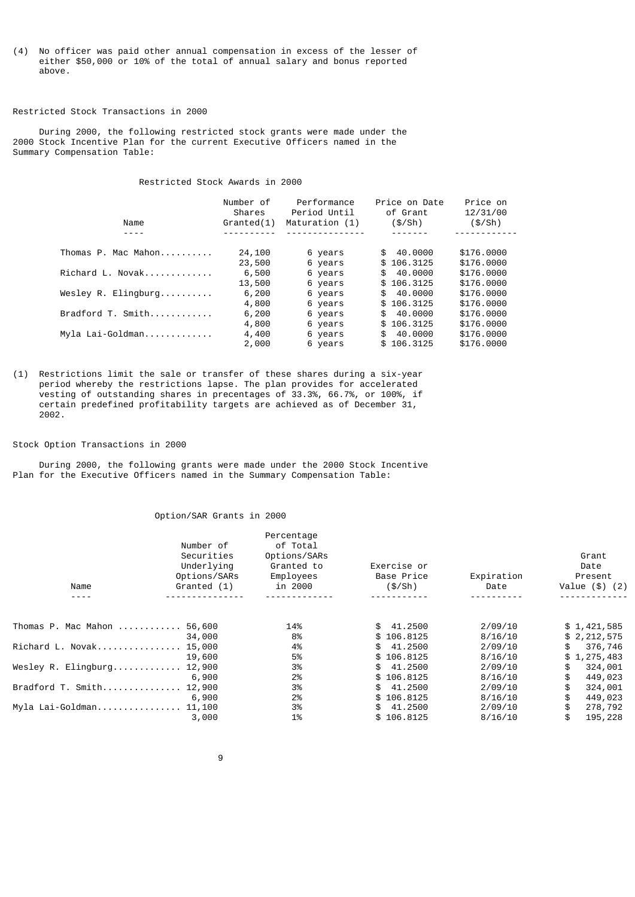(4) No officer was paid other annual compensation in excess of the lesser of either $50,000 or 10% of the total of annual salary and bonus reported above.

Restricted Stock Transactions in 2000

During 2000, the following restricted stock grants were made under the 2000 Stock Incentive Plan for the current Executive Officers named in the Summary Compensation Table:

Restricted Stock Awards in 2000

| Name | Number of Shares Granted(1) | Performance Period Until Maturation (1) | Price on Date of Grant ($/Sh) | Price on 12/31/00 ($/Sh) |
|---|---|---|---|---|
| Thomas P. Mac Mahon.......... | 24,100 | 6 years | $ 40.0000 | $176.0000 |
| | 23,500 | 6 years | $ 106.3125 | $176.0000 |
| Richard L. Novak............. | 6,500 | 6 years | $ 40.0000 | $176.0000 |
| | 13,500 | 6 years | $ 106.3125 | $176.0000 |
| Wesley R. Elingburg.......... | 6,200 | 6 years | $ 40.0000 | $176.0000 |
| | 4,800 | 6 years | $ 106.3125 | $176.0000 |
| Bradford T. Smith............ | 6,200 | 6 years | $ 40.0000 | $176.0000 |
| | 4,800 | 6 years | $ 106.3125 | $176.0000 |
| Myla Lai-Goldman............. | 4,400 | 6 years | $ 40.0000 | $176.0000 |
| | 2,000 | 6 years | $ 106.3125 | $176.0000 |

(1) Restrictions limit the sale or transfer of these shares during a six-year period whereby the restrictions lapse. The plan provides for accelerated vesting of outstanding shares in precentages of 33.3%, 66.7%, or 100%, if certain predefined profitability targets are achieved as of December 31, 2002.

Stock Option Transactions in 2000

During 2000, the following grants were made under the 2000 Stock Incentive Plan for the Executive Officers named in the Summary Compensation Table:

Option/SAR Grants in 2000

| Name | Number of Securities Underlying Options/SARs Granted (1) | Percentage of Total Options/SARs Granted to Employees in 2000 | Exercise or Base Price ($/Sh) | Expiration Date | Grant Date Present Value ($) (2) |
|---|---|---|---|---|---|
| Thomas P. Mac Mahon ............ | 56,600 | 14% | $ 41.2500 | 2/09/10 | $ 1,421,585 |
| | 34,000 | 8% | $ 106.8125 | 8/16/10 | $ 2,212,575 |
| Richard L. Novak................ | 15,000 | 4% | $ 41.2500 | 2/09/10 | $ 376,746 |
| | 19,600 | 5% | $ 106.8125 | 8/16/10 | $ 1,275,483 |
| Wesley R. Elingburg............. | 12,900 | 3% | $ 41.2500 | 2/09/10 | $ 324,001 |
| | 6,900 | 2% | $ 106.8125 | 8/16/10 | $ 449,023 |
| Bradford T. Smith............... | 12,900 | 3% | $ 41.2500 | 2/09/10 | $ 324,001 |
| | 6,900 | 2% | $ 106.8125 | 8/16/10 | $ 449,023 |
| Myla Lai-Goldman................ | 11,100 | 3% | $ 41.2500 | 2/09/10 | $ 278,792 |
| | 3,000 | 1% | $ 106.8125 | 8/16/10 | $ 195,228 |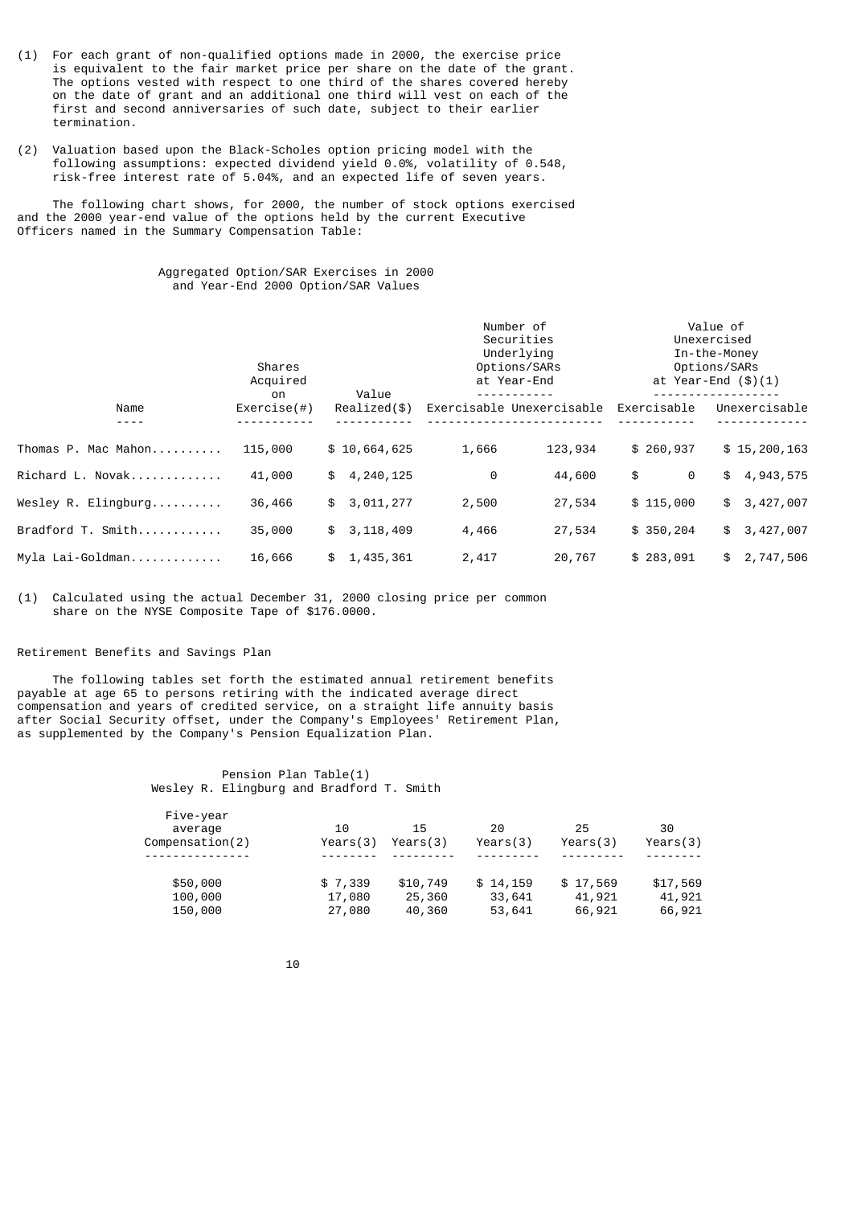(1) For each grant of non-qualified options made in 2000, the exercise price is equivalent to the fair market price per share on the date of the grant. The options vested with respect to one third of the shares covered hereby on the date of grant and an additional one third will vest on each of the first and second anniversaries of such date, subject to their earlier termination.

(2) Valuation based upon the Black-Scholes option pricing model with the following assumptions: expected dividend yield 0.0%, volatility of 0.548, risk-free interest rate of 5.04%, and an expected life of seven years.

The following chart shows, for 2000, the number of stock options exercised and the 2000 year-end value of the options held by the current Executive Officers named in the Summary Compensation Table:

Aggregated Option/SAR Exercises in 2000 and Year-End 2000 Option/SAR Values

| Name | Shares Acquired on Exercise(#) | Value Realized($) | Number of Securities Underlying Options/SARs at Year-End | | Value of Unexercised In-the-Money Options/SARs at Year-End ($)(1) | |
|---|---|---|---|---|---|---|
| | | | Exercisable | Unexercisable | Exercisable | Unexercisable |
| Thomas P. Mac Mahon.......... | 115,000 | $ 10,664,625 | 1,666 | 123,934 | $ 260,937 | $ 15,200,163 |
| Richard L. Novak............ | 41,000 | $ 4,240,125 | 0 | 44,600 | $ 0 | $ 4,943,575 |
| Wesley R. Elingburg.......... | 36,466 | $ 3,011,277 | 2,500 | 27,534 | $ 115,000 | $ 3,427,007 |
| Bradford T. Smith........... | 35,000 | $ 3,118,409 | 4,466 | 27,534 | $ 350,204 | $ 3,427,007 |
| Myla Lai-Goldman............ | 16,666 | $ 1,435,361 | 2,417 | 20,767 | $ 283,091 | $ 2,747,506 |

(1) Calculated using the actual December 31, 2000 closing price per common share on the NYSE Composite Tape of $176.0000.

## Retirement Benefits and Savings Plan

The following tables set forth the estimated annual retirement benefits payable at age 65 to persons retiring with the indicated average direct compensation and years of credited service, on a straight life annuity basis after Social Security offset, under the Company's Employees' Retirement Plan, as supplemented by the Company's Pension Equalization Plan.

Pension Plan Table(1)
Wesley R. Elingburg and Bradford T. Smith

| Five-year average Compensation(2) | 10 Years(3) | 15 Years(3) | 20 Years(3) | 25 Years(3) | 30 Years(3) |
|---|---|---|---|---|---|
| $50,000 | $ 7,339 | $10,749 | $ 14,159 | $ 17,569 | $17,569 |
| 100,000 | 17,080 | 25,360 | 33,641 | 41,921 | 41,921 |
| 150,000 | 27,080 | 40,360 | 53,641 | 66,921 | 66,921 |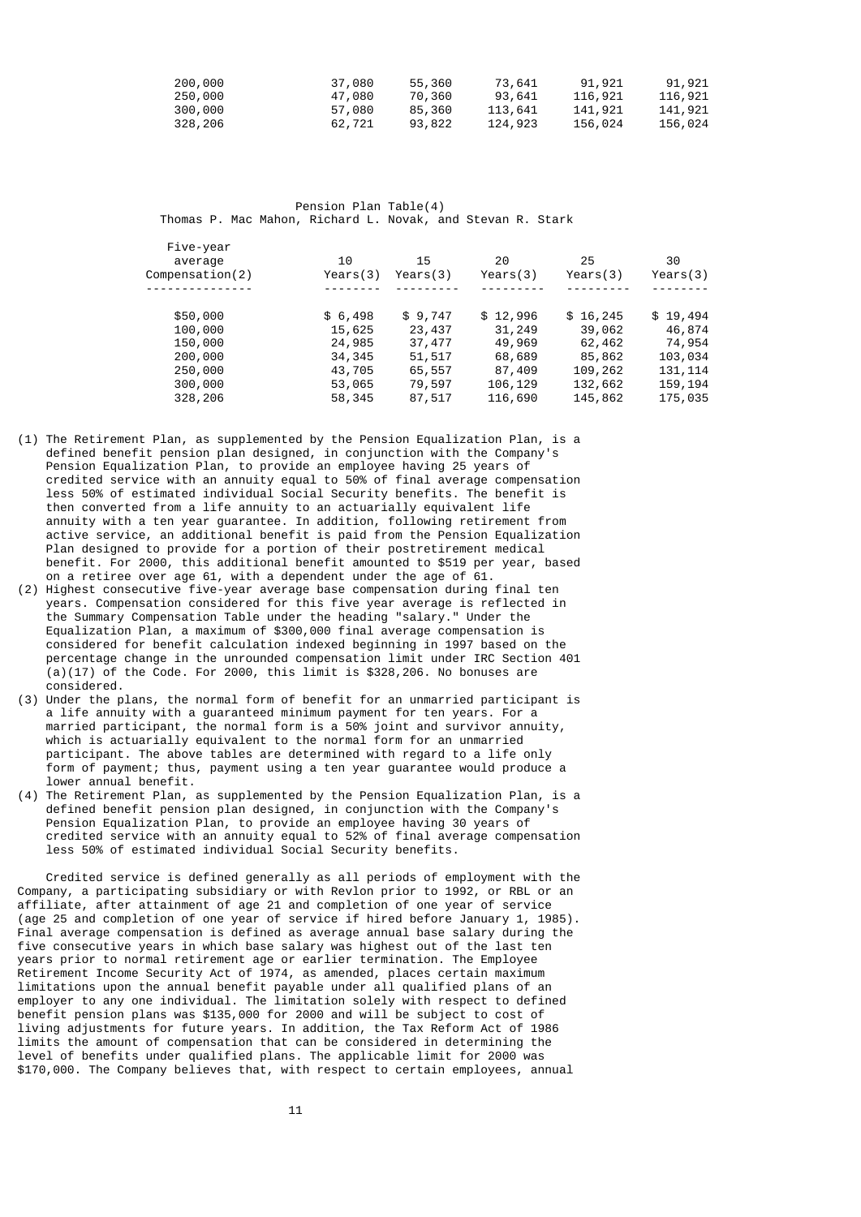| | | | | | |
|---|---|---|---|---|---|
| 200,000 | 37,080 | 55,360 | 73,641 | 91,921 | 91,921 |
| 250,000 | 47,080 | 70,360 | 93,641 | 116,921 | 116,921 |
| 300,000 | 57,080 | 85,360 | 113,641 | 141,921 | 141,921 |
| 328,206 | 62,721 | 93,822 | 124,923 | 156,024 | 156,024 |

Pension Plan Table(4)
Thomas P. Mac Mahon, Richard L. Novak, and Stevan R. Stark

| Five-year average Compensation(2) | 10 Years(3) | 15 Years(3) | 20 Years(3) | 25 Years(3) | 30 Years(3) |
|---|---|---|---|---|---|
| $50,000 | $ 6,498 | $ 9,747 | $ 12,996 | $ 16,245 | $ 19,494 |
| 100,000 | 15,625 | 23,437 | 31,249 | 39,062 | 46,874 |
| 150,000 | 24,985 | 37,477 | 49,969 | 62,462 | 74,954 |
| 200,000 | 34,345 | 51,517 | 68,689 | 85,862 | 103,034 |
| 250,000 | 43,705 | 65,557 | 87,409 | 109,262 | 131,114 |
| 300,000 | 53,065 | 79,597 | 106,129 | 132,662 | 159,194 |
| 328,206 | 58,345 | 87,517 | 116,690 | 145,862 | 175,035 |

(1) The Retirement Plan, as supplemented by the Pension Equalization Plan, is a defined benefit pension plan designed, in conjunction with the Company's Pension Equalization Plan, to provide an employee having 25 years of credited service with an annuity equal to 50% of final average compensation less 50% of estimated individual Social Security benefits. The benefit is then converted from a life annuity to an actuarially equivalent life annuity with a ten year guarantee. In addition, following retirement from active service, an additional benefit is paid from the Pension Equalization Plan designed to provide for a portion of their postretirement medical benefit. For 2000, this additional benefit amounted to $519 per year, based on a retiree over age 61, with a dependent under the age of 61.

(2) Highest consecutive five-year average base compensation during final ten years. Compensation considered for this five year average is reflected in the Summary Compensation Table under the heading "salary." Under the Equalization Plan, a maximum of $300,000 final average compensation is considered for benefit calculation indexed beginning in 1997 based on the percentage change in the unrounded compensation limit under IRC Section 401 (a)(17) of the Code. For 2000, this limit is $328,206. No bonuses are considered.

(3) Under the plans, the normal form of benefit for an unmarried participant is a life annuity with a guaranteed minimum payment for ten years. For a married participant, the normal form is a 50% joint and survivor annuity, which is actuarially equivalent to the normal form for an unmarried participant. The above tables are determined with regard to a life only form of payment; thus, payment using a ten year guarantee would produce a lower annual benefit.

(4) The Retirement Plan, as supplemented by the Pension Equalization Plan, is a defined benefit pension plan designed, in conjunction with the Company's Pension Equalization Plan, to provide an employee having 30 years of credited service with an annuity equal to 52% of final average compensation less 50% of estimated individual Social Security benefits.

Credited service is defined generally as all periods of employment with the Company, a participating subsidiary or with Revlon prior to 1992, or RBL or an affiliate, after attainment of age 21 and completion of one year of service (age 25 and completion of one year of service if hired before January 1, 1985). Final average compensation is defined as average annual base salary during the five consecutive years in which base salary was highest out of the last ten years prior to normal retirement age or earlier termination. The Employee Retirement Income Security Act of 1974, as amended, places certain maximum limitations upon the annual benefit payable under all qualified plans of an employer to any one individual. The limitation solely with respect to defined benefit pension plans was $135,000 for 2000 and will be subject to cost of living adjustments for future years. In addition, the Tax Reform Act of 1986 limits the amount of compensation that can be considered in determining the level of benefits under qualified plans. The applicable limit for 2000 was $170,000. The Company believes that, with respect to certain employees, annual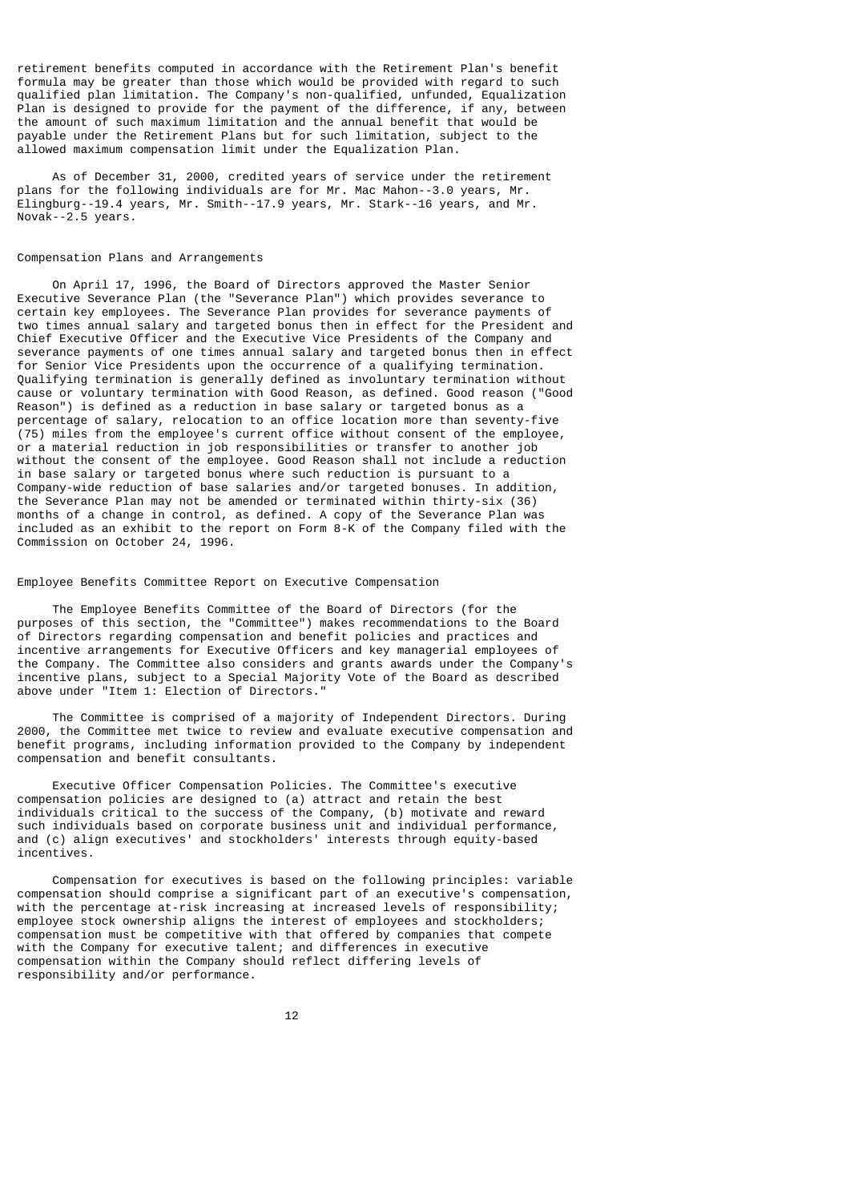retirement benefits computed in accordance with the Retirement Plan's benefit formula may be greater than those which would be provided with regard to such qualified plan limitation. The Company's non-qualified, unfunded, Equalization Plan is designed to provide for the payment of the difference, if any, between the amount of such maximum limitation and the annual benefit that would be payable under the Retirement Plans but for such limitation, subject to the allowed maximum compensation limit under the Equalization Plan.

As of December 31, 2000, credited years of service under the retirement plans for the following individuals are for Mr. Mac Mahon--3.0 years, Mr. Elingburg--19.4 years, Mr. Smith--17.9 years, Mr. Stark--16 years, and Mr. Novak--2.5 years.

## Compensation Plans and Arrangements

On April 17, 1996, the Board of Directors approved the Master Senior Executive Severance Plan (the "Severance Plan") which provides severance to certain key employees. The Severance Plan provides for severance payments of two times annual salary and targeted bonus then in effect for the President and Chief Executive Officer and the Executive Vice Presidents of the Company and severance payments of one times annual salary and targeted bonus then in effect for Senior Vice Presidents upon the occurrence of a qualifying termination. Qualifying termination is generally defined as involuntary termination without cause or voluntary termination with Good Reason, as defined. Good reason ("Good Reason") is defined as a reduction in base salary or targeted bonus as a percentage of salary, relocation to an office location more than seventy-five (75) miles from the employee's current office without consent of the employee, or a material reduction in job responsibilities or transfer to another job without the consent of the employee. Good Reason shall not include a reduction in base salary or targeted bonus where such reduction is pursuant to a Company-wide reduction of base salaries and/or targeted bonuses. In addition, the Severance Plan may not be amended or terminated within thirty-six (36) months of a change in control, as defined. A copy of the Severance Plan was included as an exhibit to the report on Form 8-K of the Company filed with the Commission on October 24, 1996.

## Employee Benefits Committee Report on Executive Compensation

The Employee Benefits Committee of the Board of Directors (for the purposes of this section, the "Committee") makes recommendations to the Board of Directors regarding compensation and benefit policies and practices and incentive arrangements for Executive Officers and key managerial employees of the Company. The Committee also considers and grants awards under the Company's incentive plans, subject to a Special Majority Vote of the Board as described above under "Item 1: Election of Directors."

The Committee is comprised of a majority of Independent Directors. During 2000, the Committee met twice to review and evaluate executive compensation and benefit programs, including information provided to the Company by independent compensation and benefit consultants.

Executive Officer Compensation Policies. The Committee's executive compensation policies are designed to (a) attract and retain the best individuals critical to the success of the Company, (b) motivate and reward such individuals based on corporate business unit and individual performance, and (c) align executives' and stockholders' interests through equity-based incentives.

Compensation for executives is based on the following principles: variable compensation should comprise a significant part of an executive's compensation, with the percentage at-risk increasing at increased levels of responsibility; employee stock ownership aligns the interest of employees and stockholders; compensation must be competitive with that offered by companies that compete with the Company for executive talent; and differences in executive compensation within the Company should reflect differing levels of responsibility and/or performance.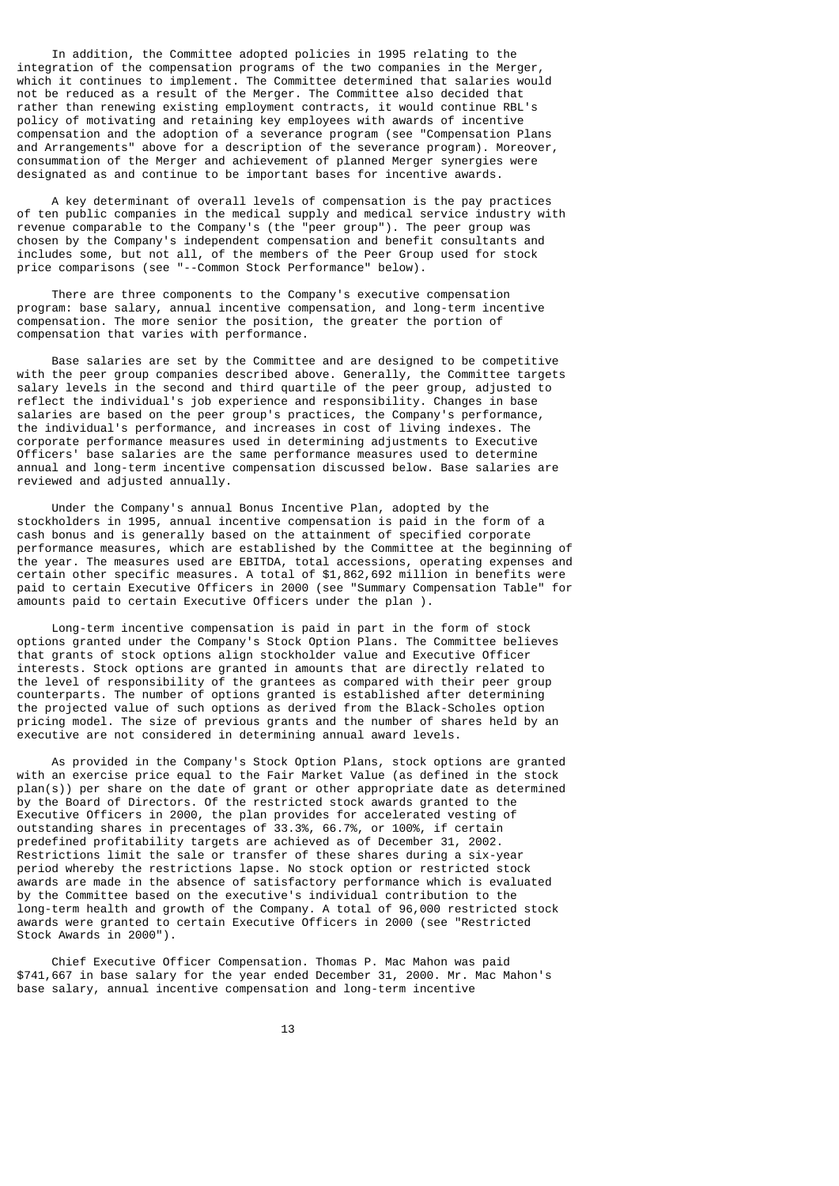In addition, the Committee adopted policies in 1995 relating to the integration of the compensation programs of the two companies in the Merger, which it continues to implement. The Committee determined that salaries would not be reduced as a result of the Merger. The Committee also decided that rather than renewing existing employment contracts, it would continue RBL's policy of motivating and retaining key employees with awards of incentive compensation and the adoption of a severance program (see "Compensation Plans and Arrangements" above for a description of the severance program). Moreover, consummation of the Merger and achievement of planned Merger synergies were designated as and continue to be important bases for incentive awards.

A key determinant of overall levels of compensation is the pay practices of ten public companies in the medical supply and medical service industry with revenue comparable to the Company's (the "peer group"). The peer group was chosen by the Company's independent compensation and benefit consultants and includes some, but not all, of the members of the Peer Group used for stock price comparisons (see "--Common Stock Performance" below).

There are three components to the Company's executive compensation program: base salary, annual incentive compensation, and long-term incentive compensation. The more senior the position, the greater the portion of compensation that varies with performance.

Base salaries are set by the Committee and are designed to be competitive with the peer group companies described above. Generally, the Committee targets salary levels in the second and third quartile of the peer group, adjusted to reflect the individual's job experience and responsibility. Changes in base salaries are based on the peer group's practices, the Company's performance, the individual's performance, and increases in cost of living indexes. The corporate performance measures used in determining adjustments to Executive Officers' base salaries are the same performance measures used to determine annual and long-term incentive compensation discussed below. Base salaries are reviewed and adjusted annually.

Under the Company's annual Bonus Incentive Plan, adopted by the stockholders in 1995, annual incentive compensation is paid in the form of a cash bonus and is generally based on the attainment of specified corporate performance measures, which are established by the Committee at the beginning of the year. The measures used are EBITDA, total accessions, operating expenses and certain other specific measures. A total of $1,862,692 million in benefits were paid to certain Executive Officers in 2000 (see "Summary Compensation Table" for amounts paid to certain Executive Officers under the plan ).

Long-term incentive compensation is paid in part in the form of stock options granted under the Company's Stock Option Plans. The Committee believes that grants of stock options align stockholder value and Executive Officer interests. Stock options are granted in amounts that are directly related to the level of responsibility of the grantees as compared with their peer group counterparts. The number of options granted is established after determining the projected value of such options as derived from the Black-Scholes option pricing model. The size of previous grants and the number of shares held by an executive are not considered in determining annual award levels.

As provided in the Company's Stock Option Plans, stock options are granted with an exercise price equal to the Fair Market Value (as defined in the stock plan(s)) per share on the date of grant or other appropriate date as determined by the Board of Directors. Of the restricted stock awards granted to the Executive Officers in 2000, the plan provides for accelerated vesting of outstanding shares in precentages of 33.3%, 66.7%, or 100%, if certain predefined profitability targets are achieved as of December 31, 2002. Restrictions limit the sale or transfer of these shares during a six-year period whereby the restrictions lapse. No stock option or restricted stock awards are made in the absence of satisfactory performance which is evaluated by the Committee based on the executive's individual contribution to the long-term health and growth of the Company. A total of 96,000 restricted stock awards were granted to certain Executive Officers in 2000 (see "Restricted Stock Awards in 2000").

Chief Executive Officer Compensation. Thomas P. Mac Mahon was paid $741,667 in base salary for the year ended December 31, 2000. Mr. Mac Mahon's base salary, annual incentive compensation and long-term incentive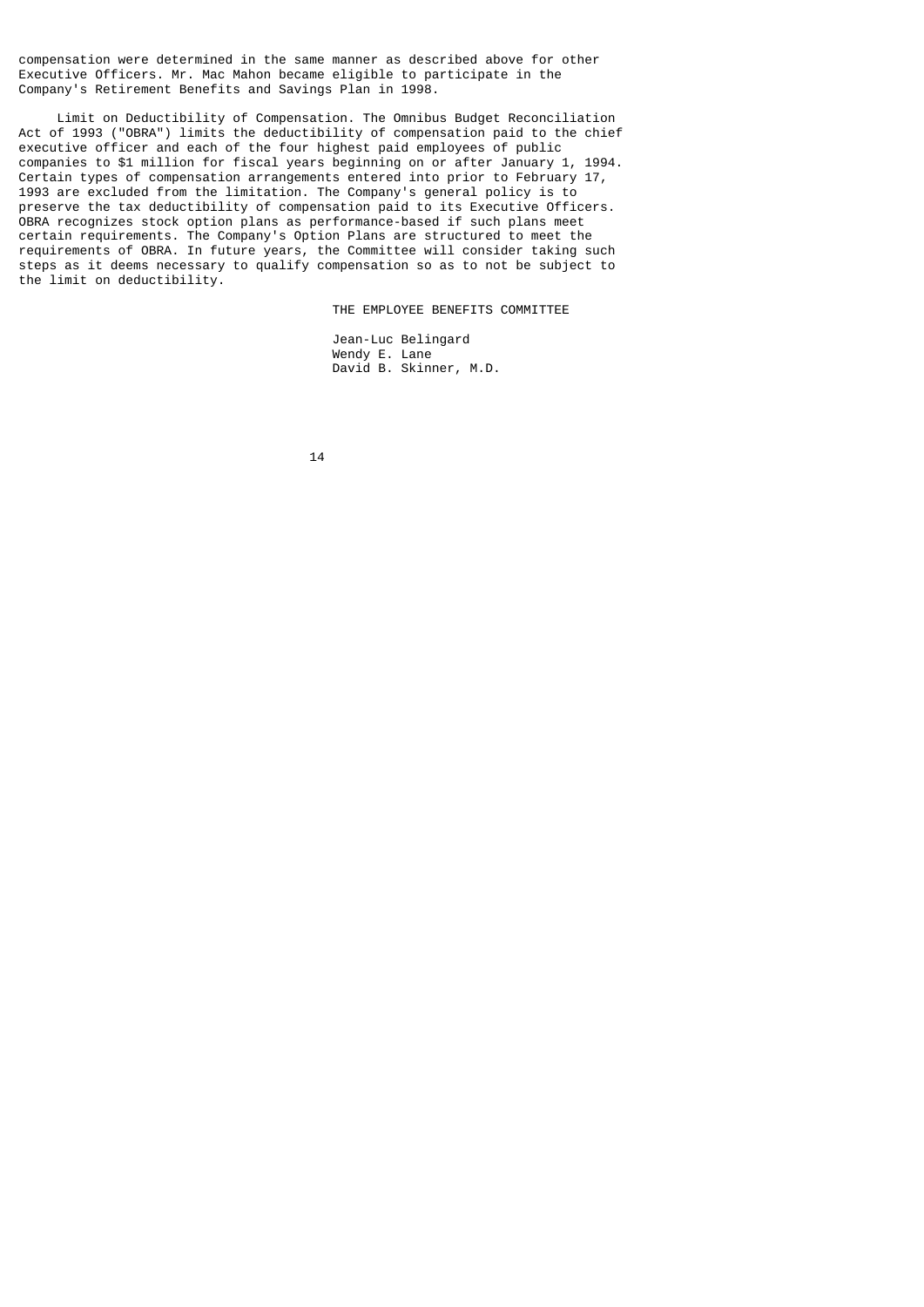compensation were determined in the same manner as described above for other Executive Officers. Mr. Mac Mahon became eligible to participate in the Company's Retirement Benefits and Savings Plan in 1998.

Limit on Deductibility of Compensation. The Omnibus Budget Reconciliation Act of 1993 ("OBRA") limits the deductibility of compensation paid to the chief executive officer and each of the four highest paid employees of public companies to $1 million for fiscal years beginning on or after January 1, 1994. Certain types of compensation arrangements entered into prior to February 17, 1993 are excluded from the limitation. The Company's general policy is to preserve the tax deductibility of compensation paid to its Executive Officers. OBRA recognizes stock option plans as performance-based if such plans meet certain requirements. The Company's Option Plans are structured to meet the requirements of OBRA. In future years, the Committee will consider taking such steps as it deems necessary to qualify compensation so as to not be subject to the limit on deductibility.

THE EMPLOYEE BENEFITS COMMITTEE

Jean-Luc Belingard
Wendy E. Lane
David B. Skinner, M.D.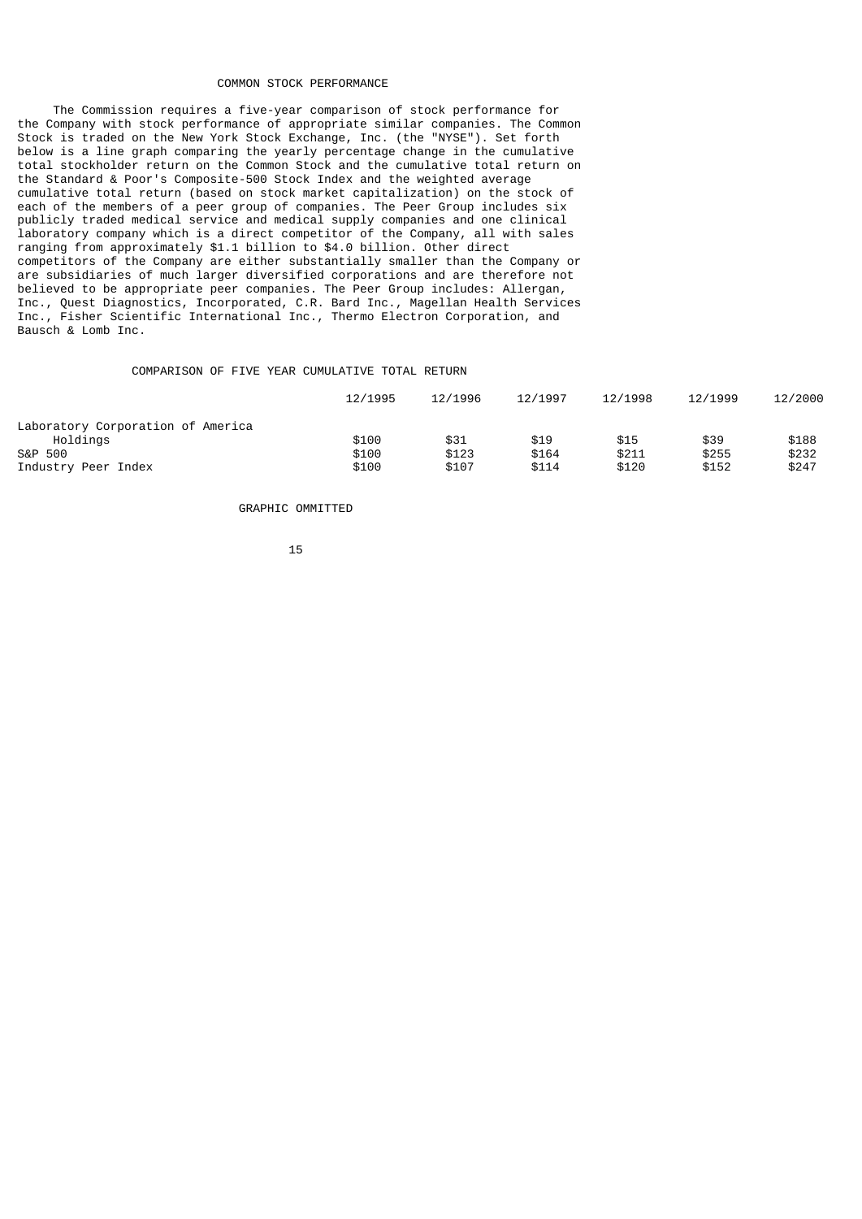## COMMON STOCK PERFORMANCE

The Commission requires a five-year comparison of stock performance for the Company with stock performance of appropriate similar companies. The Common Stock is traded on the New York Stock Exchange, Inc. (the "NYSE"). Set forth below is a line graph comparing the yearly percentage change in the cumulative total stockholder return on the Common Stock and the cumulative total return on the Standard & Poor's Composite-500 Stock Index and the weighted average cumulative total return (based on stock market capitalization) on the stock of each of the members of a peer group of companies. The Peer Group includes six publicly traded medical service and medical supply companies and one clinical laboratory company which is a direct competitor of the Company, all with sales ranging from approximately $1.1 billion to $4.0 billion. Other direct competitors of the Company are either substantially smaller than the Company or are subsidiaries of much larger diversified corporations and are therefore not believed to be appropriate peer companies. The Peer Group includes: Allergan, Inc., Quest Diagnostics, Incorporated, C.R. Bard Inc., Magellan Health Services Inc., Fisher Scientific International Inc., Thermo Electron Corporation, and Bausch & Lomb Inc.

### COMPARISON OF FIVE YEAR CUMULATIVE TOTAL RETURN

| | 12/1995 | 12/1996 | 12/1997 | 12/1998 | 12/1999 | 12/2000 |
|---|---|---|---|---|---|---|
| Laboratory Corporation of America Holdings | $100 | $31 | $19 | $15 | $39 | $188 |
| S&P 500 | $100 | $123 | $164 | $211 | $255 | $232 |
| Industry Peer Index | $100 | $107 | $114 | $120 | $152 | $247 |

GRAPHIC OMMITTED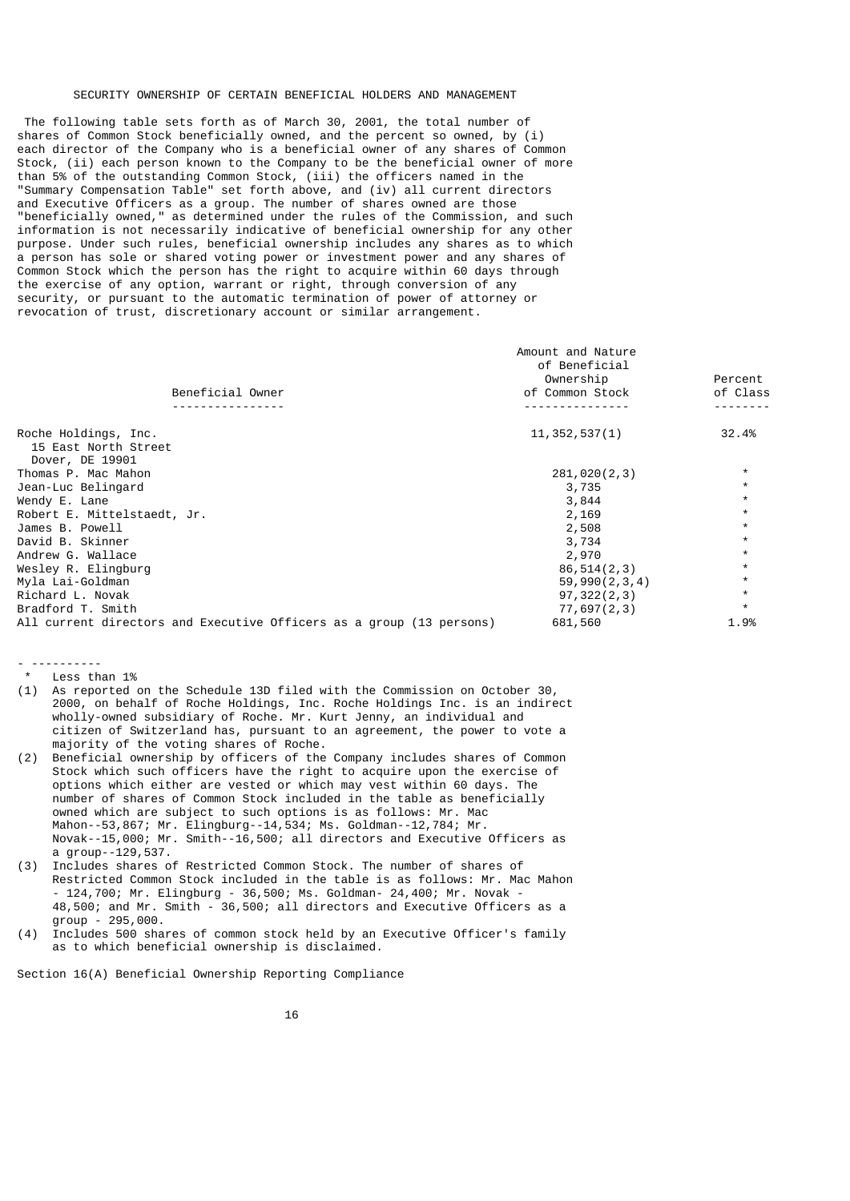## SECURITY OWNERSHIP OF CERTAIN BENEFICIAL HOLDERS AND MANAGEMENT

The following table sets forth as of March 30, 2001, the total number of shares of Common Stock beneficially owned, and the percent so owned, by (i) each director of the Company who is a beneficial owner of any shares of Common Stock, (ii) each person known to the Company to be the beneficial owner of more than 5% of the outstanding Common Stock, (iii) the officers named in the "Summary Compensation Table" set forth above, and (iv) all current directors and Executive Officers as a group. The number of shares owned are those "beneficially owned," as determined under the rules of the Commission, and such information is not necessarily indicative of beneficial ownership for any other purpose. Under such rules, beneficial ownership includes any shares as to which a person has sole or shared voting power or investment power and any shares of Common Stock which the person has the right to acquire within 60 days through the exercise of any option, warrant or right, through conversion of any security, or pursuant to the automatic termination of power of attorney or revocation of trust, discretionary account or similar arrangement.

| Beneficial Owner | Amount and Nature of Beneficial Ownership of Common Stock | Percent of Class |
|---|---|---|
| Roche Holdings, Inc.<br>15 East North Street<br>Dover, DE 19901 | 11,352,537(1) | 32.4% |
| Thomas P. Mac Mahon | 281,020(2,3) | * |
| Jean-Luc Belingard | 3,735 | * |
| Wendy E. Lane | 3,844 | * |
| Robert E. Mittelstaedt, Jr. | 2,169 | * |
| James B. Powell | 2,508 | * |
| David B. Skinner | 3,734 | * |
| Andrew G. Wallace | 2,970 | * |
| Wesley R. Elingburg | 86,514(2,3) | * |
| Myla Lai-Goldman | 59,990(2,3,4) | * |
| Richard L. Novak | 97,322(2,3) | * |
| Bradford T. Smith | 77,697(2,3) | * |
| All current directors and Executive Officers as a group (13 persons) | 681,560 | 1.9% |

- ----------

\* Less than 1%

(1) As reported on the Schedule 13D filed with the Commission on October 30, 2000, on behalf of Roche Holdings, Inc. Roche Holdings Inc. is an indirect wholly-owned subsidiary of Roche. Mr. Kurt Jenny, an individual and citizen of Switzerland has, pursuant to an agreement, the power to vote a majority of the voting shares of Roche.

(2) Beneficial ownership by officers of the Company includes shares of Common Stock which such officers have the right to acquire upon the exercise of options which either are vested or which may vest within 60 days. The number of shares of Common Stock included in the table as beneficially owned which are subject to such options is as follows: Mr. Mac Mahon--53,867; Mr. Elingburg--14,534; Ms. Goldman--12,784; Mr. Novak--15,000; Mr. Smith--16,500; all directors and Executive Officers as a group--129,537.

(3) Includes shares of Restricted Common Stock. The number of shares of Restricted Common Stock included in the table is as follows: Mr. Mac Mahon - 124,700; Mr. Elingburg - 36,500; Ms. Goldman- 24,400; Mr. Novak - 48,500; and Mr. Smith - 36,500; all directors and Executive Officers as a group - 295,000.

(4) Includes 500 shares of common stock held by an Executive Officer's family as to which beneficial ownership is disclaimed.

Section 16(A) Beneficial Ownership Reporting Compliance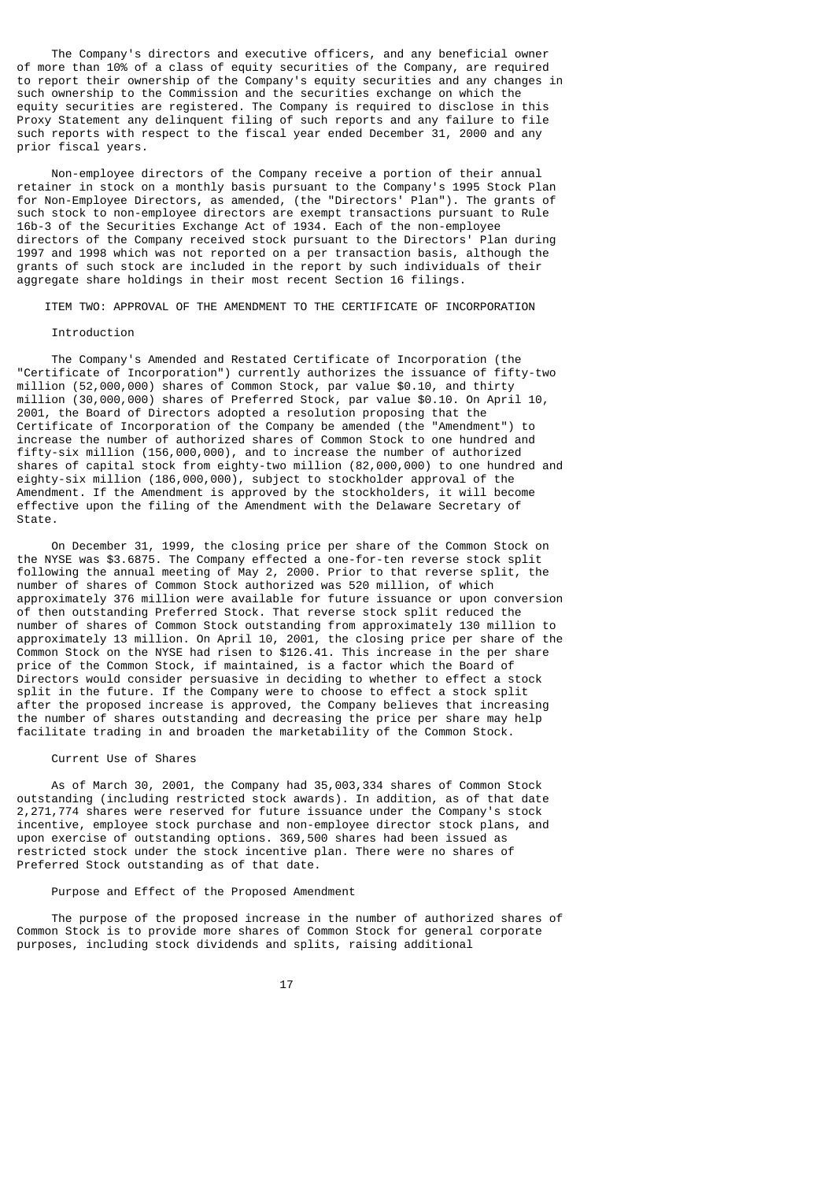The Company's directors and executive officers, and any beneficial owner of more than 10% of a class of equity securities of the Company, are required to report their ownership of the Company's equity securities and any changes in such ownership to the Commission and the securities exchange on which the equity securities are registered. The Company is required to disclose in this Proxy Statement any delinquent filing of such reports and any failure to file such reports with respect to the fiscal year ended December 31, 2000 and any prior fiscal years.

Non-employee directors of the Company receive a portion of their annual retainer in stock on a monthly basis pursuant to the Company's 1995 Stock Plan for Non-Employee Directors, as amended, (the "Directors' Plan"). The grants of such stock to non-employee directors are exempt transactions pursuant to Rule 16b-3 of the Securities Exchange Act of 1934. Each of the non-employee directors of the Company received stock pursuant to the Directors' Plan during 1997 and 1998 which was not reported on a per transaction basis, although the grants of such stock are included in the report by such individuals of their aggregate share holdings in their most recent Section 16 filings.

## ITEM TWO: APPROVAL OF THE AMENDMENT TO THE CERTIFICATE OF INCORPORATION

### Introduction

The Company's Amended and Restated Certificate of Incorporation (the "Certificate of Incorporation") currently authorizes the issuance of fifty-two million (52,000,000) shares of Common Stock, par value $0.10, and thirty million (30,000,000) shares of Preferred Stock, par value $0.10. On April 10, 2001, the Board of Directors adopted a resolution proposing that the Certificate of Incorporation of the Company be amended (the "Amendment") to increase the number of authorized shares of Common Stock to one hundred and fifty-six million (156,000,000), and to increase the number of authorized shares of capital stock from eighty-two million (82,000,000) to one hundred and eighty-six million (186,000,000), subject to stockholder approval of the Amendment. If the Amendment is approved by the stockholders, it will become effective upon the filing of the Amendment with the Delaware Secretary of State.

On December 31, 1999, the closing price per share of the Common Stock on the NYSE was $3.6875. The Company effected a one-for-ten reverse stock split following the annual meeting of May 2, 2000. Prior to that reverse split, the number of shares of Common Stock authorized was 520 million, of which approximately 376 million were available for future issuance or upon conversion of then outstanding Preferred Stock. That reverse stock split reduced the number of shares of Common Stock outstanding from approximately 130 million to approximately 13 million. On April 10, 2001, the closing price per share of the Common Stock on the NYSE had risen to $126.41. This increase in the per share price of the Common Stock, if maintained, is a factor which the Board of Directors would consider persuasive in deciding to whether to effect a stock split in the future. If the Company were to choose to effect a stock split after the proposed increase is approved, the Company believes that increasing the number of shares outstanding and decreasing the price per share may help facilitate trading in and broaden the marketability of the Common Stock.

### Current Use of Shares

As of March 30, 2001, the Company had 35,003,334 shares of Common Stock outstanding (including restricted stock awards). In addition, as of that date 2,271,774 shares were reserved for future issuance under the Company's stock incentive, employee stock purchase and non-employee director stock plans, and upon exercise of outstanding options. 369,500 shares had been issued as restricted stock under the stock incentive plan. There were no shares of Preferred Stock outstanding as of that date.

### Purpose and Effect of the Proposed Amendment

The purpose of the proposed increase in the number of authorized shares of Common Stock is to provide more shares of Common Stock for general corporate purposes, including stock dividends and splits, raising additional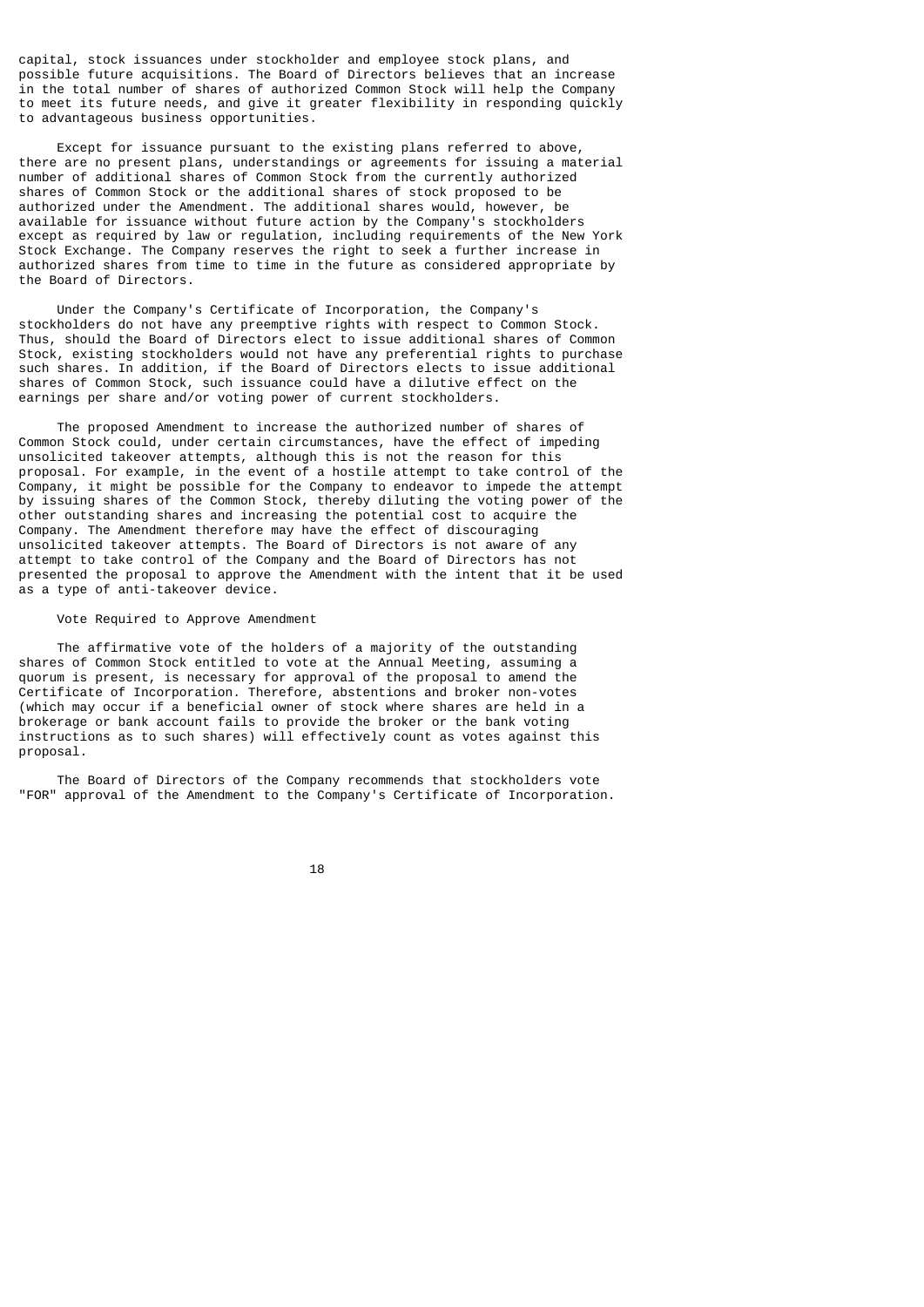capital, stock issuances under stockholder and employee stock plans, and possible future acquisitions. The Board of Directors believes that an increase in the total number of shares of authorized Common Stock will help the Company to meet its future needs, and give it greater flexibility in responding quickly to advantageous business opportunities.

Except for issuance pursuant to the existing plans referred to above, there are no present plans, understandings or agreements for issuing a material number of additional shares of Common Stock from the currently authorized shares of Common Stock or the additional shares of stock proposed to be authorized under the Amendment. The additional shares would, however, be available for issuance without future action by the Company's stockholders except as required by law or regulation, including requirements of the New York Stock Exchange. The Company reserves the right to seek a further increase in authorized shares from time to time in the future as considered appropriate by the Board of Directors.

Under the Company's Certificate of Incorporation, the Company's stockholders do not have any preemptive rights with respect to Common Stock. Thus, should the Board of Directors elect to issue additional shares of Common Stock, existing stockholders would not have any preferential rights to purchase such shares. In addition, if the Board of Directors elects to issue additional shares of Common Stock, such issuance could have a dilutive effect on the earnings per share and/or voting power of current stockholders.

The proposed Amendment to increase the authorized number of shares of Common Stock could, under certain circumstances, have the effect of impeding unsolicited takeover attempts, although this is not the reason for this proposal. For example, in the event of a hostile attempt to take control of the Company, it might be possible for the Company to endeavor to impede the attempt by issuing shares of the Common Stock, thereby diluting the voting power of the other outstanding shares and increasing the potential cost to acquire the Company. The Amendment therefore may have the effect of discouraging unsolicited takeover attempts. The Board of Directors is not aware of any attempt to take control of the Company and the Board of Directors has not presented the proposal to approve the Amendment with the intent that it be used as a type of anti-takeover device.

Vote Required to Approve Amendment

The affirmative vote of the holders of a majority of the outstanding shares of Common Stock entitled to vote at the Annual Meeting, assuming a quorum is present, is necessary for approval of the proposal to amend the Certificate of Incorporation. Therefore, abstentions and broker non-votes (which may occur if a beneficial owner of stock where shares are held in a brokerage or bank account fails to provide the broker or the bank voting instructions as to such shares) will effectively count as votes against this proposal.

The Board of Directors of the Company recommends that stockholders vote "FOR" approval of the Amendment to the Company's Certificate of Incorporation.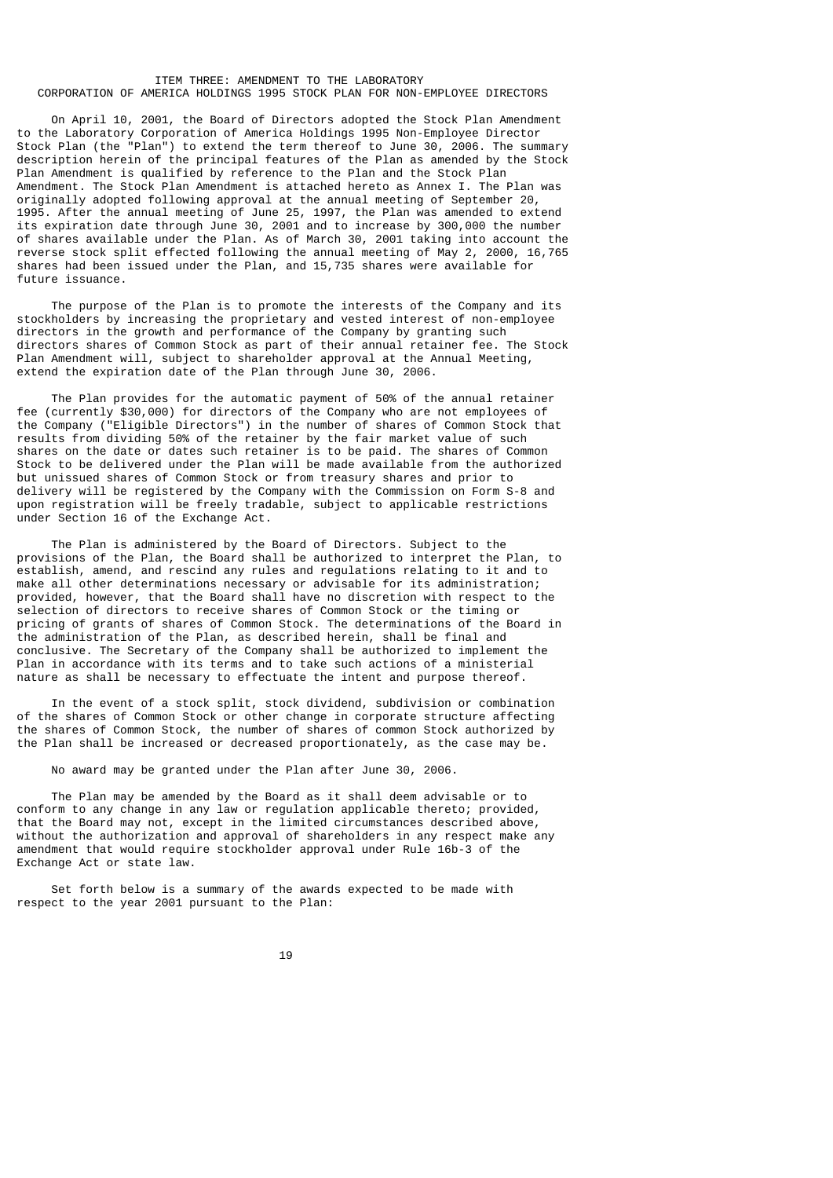## ITEM THREE: AMENDMENT TO THE LABORATORY CORPORATION OF AMERICA HOLDINGS 1995 STOCK PLAN FOR NON-EMPLOYEE DIRECTORS

On April 10, 2001, the Board of Directors adopted the Stock Plan Amendment to the Laboratory Corporation of America Holdings 1995 Non-Employee Director Stock Plan (the "Plan") to extend the term thereof to June 30, 2006. The summary description herein of the principal features of the Plan as amended by the Stock Plan Amendment is qualified by reference to the Plan and the Stock Plan Amendment. The Stock Plan Amendment is attached hereto as Annex I. The Plan was originally adopted following approval at the annual meeting of September 20, 1995. After the annual meeting of June 25, 1997, the Plan was amended to extend its expiration date through June 30, 2001 and to increase by 300,000 the number of shares available under the Plan. As of March 30, 2001 taking into account the reverse stock split effected following the annual meeting of May 2, 2000, 16,765 shares had been issued under the Plan, and 15,735 shares were available for future issuance.

The purpose of the Plan is to promote the interests of the Company and its stockholders by increasing the proprietary and vested interest of non-employee directors in the growth and performance of the Company by granting such directors shares of Common Stock as part of their annual retainer fee. The Stock Plan Amendment will, subject to shareholder approval at the Annual Meeting, extend the expiration date of the Plan through June 30, 2006.

The Plan provides for the automatic payment of 50% of the annual retainer fee (currently $30,000) for directors of the Company who are not employees of the Company ("Eligible Directors") in the number of shares of Common Stock that results from dividing 50% of the retainer by the fair market value of such shares on the date or dates such retainer is to be paid. The shares of Common Stock to be delivered under the Plan will be made available from the authorized but unissued shares of Common Stock or from treasury shares and prior to delivery will be registered by the Company with the Commission on Form S-8 and upon registration will be freely tradable, subject to applicable restrictions under Section 16 of the Exchange Act.

The Plan is administered by the Board of Directors. Subject to the provisions of the Plan, the Board shall be authorized to interpret the Plan, to establish, amend, and rescind any rules and regulations relating to it and to make all other determinations necessary or advisable for its administration; provided, however, that the Board shall have no discretion with respect to the selection of directors to receive shares of Common Stock or the timing or pricing of grants of shares of Common Stock. The determinations of the Board in the administration of the Plan, as described herein, shall be final and conclusive. The Secretary of the Company shall be authorized to implement the Plan in accordance with its terms and to take such actions of a ministerial nature as shall be necessary to effectuate the intent and purpose thereof.

In the event of a stock split, stock dividend, subdivision or combination of the shares of Common Stock or other change in corporate structure affecting the shares of Common Stock, the number of shares of common Stock authorized by the Plan shall be increased or decreased proportionately, as the case may be.

No award may be granted under the Plan after June 30, 2006.

The Plan may be amended by the Board as it shall deem advisable or to conform to any change in any law or regulation applicable thereto; provided, that the Board may not, except in the limited circumstances described above, without the authorization and approval of shareholders in any respect make any amendment that would require stockholder approval under Rule 16b-3 of the Exchange Act or state law.

Set forth below is a summary of the awards expected to be made with respect to the year 2001 pursuant to the Plan: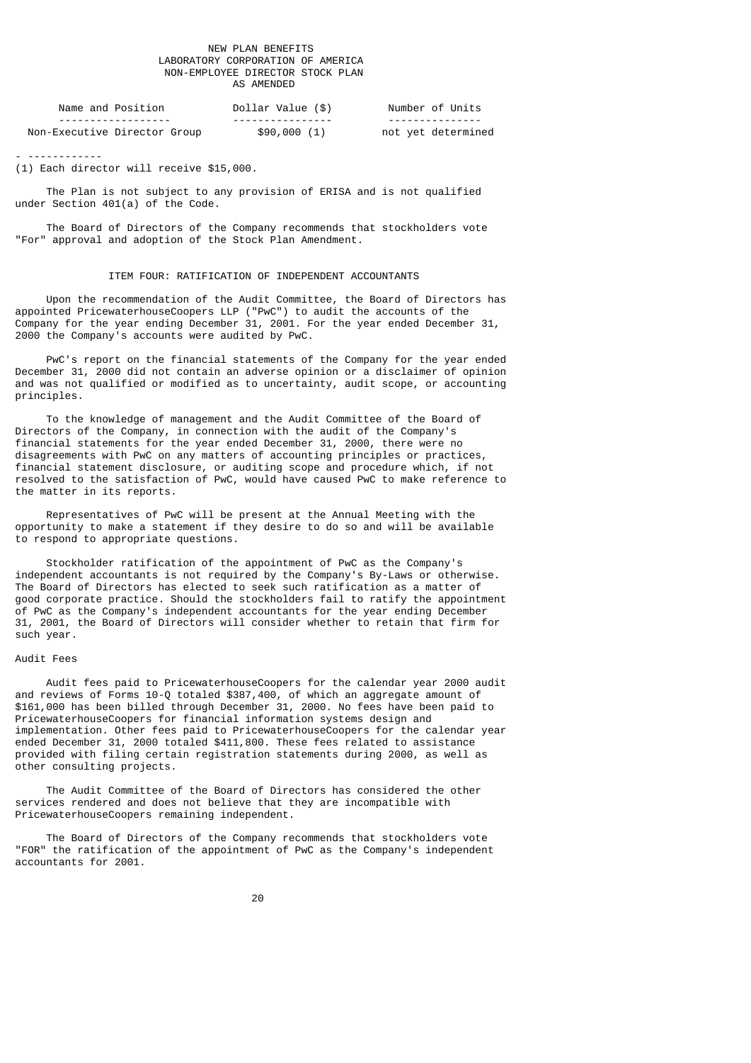NEW PLAN BENEFITS
LABORATORY CORPORATION OF AMERICA
NON-EMPLOYEE DIRECTOR STOCK PLAN
AS AMENDED

| Name and Position | Dollar Value ($) | Number of Units |
|---|---|---|
| Non-Executive Director Group | $90,000 (1) | not yet determined |

(1) Each director will receive $15,000.

The Plan is not subject to any provision of ERISA and is not qualified under Section 401(a) of the Code.

The Board of Directors of the Company recommends that stockholders vote "For" approval and adoption of the Stock Plan Amendment.

## ITEM FOUR: RATIFICATION OF INDEPENDENT ACCOUNTANTS

Upon the recommendation of the Audit Committee, the Board of Directors has appointed PricewaterhouseCoopers LLP ("PwC") to audit the accounts of the Company for the year ending December 31, 2001. For the year ended December 31, 2000 the Company's accounts were audited by PwC.

PwC's report on the financial statements of the Company for the year ended December 31, 2000 did not contain an adverse opinion or a disclaimer of opinion and was not qualified or modified as to uncertainty, audit scope, or accounting principles.

To the knowledge of management and the Audit Committee of the Board of Directors of the Company, in connection with the audit of the Company's financial statements for the year ended December 31, 2000, there were no disagreements with PwC on any matters of accounting principles or practices, financial statement disclosure, or auditing scope and procedure which, if not resolved to the satisfaction of PwC, would have caused PwC to make reference to the matter in its reports.

Representatives of PwC will be present at the Annual Meeting with the opportunity to make a statement if they desire to do so and will be available to respond to appropriate questions.

Stockholder ratification of the appointment of PwC as the Company's independent accountants is not required by the Company's By-Laws or otherwise. The Board of Directors has elected to seek such ratification as a matter of good corporate practice. Should the stockholders fail to ratify the appointment of PwC as the Company's independent accountants for the year ending December 31, 2001, the Board of Directors will consider whether to retain that firm for such year.

### Audit Fees

Audit fees paid to PricewaterhouseCoopers for the calendar year 2000 audit and reviews of Forms 10-Q totaled $387,400, of which an aggregate amount of $161,000 has been billed through December 31, 2000. No fees have been paid to PricewaterhouseCoopers for financial information systems design and implementation. Other fees paid to PricewaterhouseCoopers for the calendar year ended December 31, 2000 totaled $411,800. These fees related to assistance provided with filing certain registration statements during 2000, as well as other consulting projects.

The Audit Committee of the Board of Directors has considered the other services rendered and does not believe that they are incompatible with PricewaterhouseCoopers remaining independent.

The Board of Directors of the Company recommends that stockholders vote "FOR" the ratification of the appointment of PwC as the Company's independent accountants for 2001.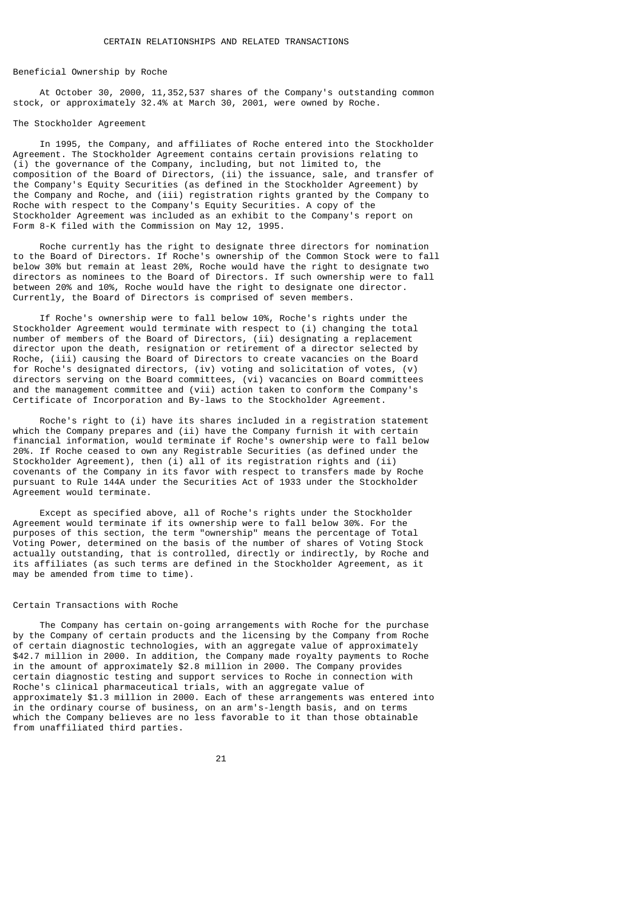## CERTAIN RELATIONSHIPS AND RELATED TRANSACTIONS

### Beneficial Ownership by Roche

At October 30, 2000, 11,352,537 shares of the Company's outstanding common stock, or approximately 32.4% at March 30, 2001, were owned by Roche.

### The Stockholder Agreement

In 1995, the Company, and affiliates of Roche entered into the Stockholder Agreement. The Stockholder Agreement contains certain provisions relating to (i) the governance of the Company, including, but not limited to, the composition of the Board of Directors, (ii) the issuance, sale, and transfer of the Company's Equity Securities (as defined in the Stockholder Agreement) by the Company and Roche, and (iii) registration rights granted by the Company to Roche with respect to the Company's Equity Securities. A copy of the Stockholder Agreement was included as an exhibit to the Company's report on Form 8-K filed with the Commission on May 12, 1995.

Roche currently has the right to designate three directors for nomination to the Board of Directors. If Roche's ownership of the Common Stock were to fall below 30% but remain at least 20%, Roche would have the right to designate two directors as nominees to the Board of Directors. If such ownership were to fall between 20% and 10%, Roche would have the right to designate one director. Currently, the Board of Directors is comprised of seven members.

If Roche's ownership were to fall below 10%, Roche's rights under the Stockholder Agreement would terminate with respect to (i) changing the total number of members of the Board of Directors, (ii) designating a replacement director upon the death, resignation or retirement of a director selected by Roche, (iii) causing the Board of Directors to create vacancies on the Board for Roche's designated directors, (iv) voting and solicitation of votes, (v) directors serving on the Board committees, (vi) vacancies on Board committees and the management committee and (vii) action taken to conform the Company's Certificate of Incorporation and By-laws to the Stockholder Agreement.

Roche's right to (i) have its shares included in a registration statement which the Company prepares and (ii) have the Company furnish it with certain financial information, would terminate if Roche's ownership were to fall below 20%. If Roche ceased to own any Registrable Securities (as defined under the Stockholder Agreement), then (i) all of its registration rights and (ii) covenants of the Company in its favor with respect to transfers made by Roche pursuant to Rule 144A under the Securities Act of 1933 under the Stockholder Agreement would terminate.

Except as specified above, all of Roche's rights under the Stockholder Agreement would terminate if its ownership were to fall below 30%. For the purposes of this section, the term "ownership" means the percentage of Total Voting Power, determined on the basis of the number of shares of Voting Stock actually outstanding, that is controlled, directly or indirectly, by Roche and its affiliates (as such terms are defined in the Stockholder Agreement, as it may be amended from time to time).

### Certain Transactions with Roche

The Company has certain on-going arrangements with Roche for the purchase by the Company of certain products and the licensing by the Company from Roche of certain diagnostic technologies, with an aggregate value of approximately $42.7 million in 2000. In addition, the Company made royalty payments to Roche in the amount of approximately $2.8 million in 2000. The Company provides certain diagnostic testing and support services to Roche in connection with Roche's clinical pharmaceutical trials, with an aggregate value of approximately $1.3 million in 2000. Each of these arrangements was entered into in the ordinary course of business, on an arm's-length basis, and on terms which the Company believes are no less favorable to it than those obtainable from unaffiliated third parties.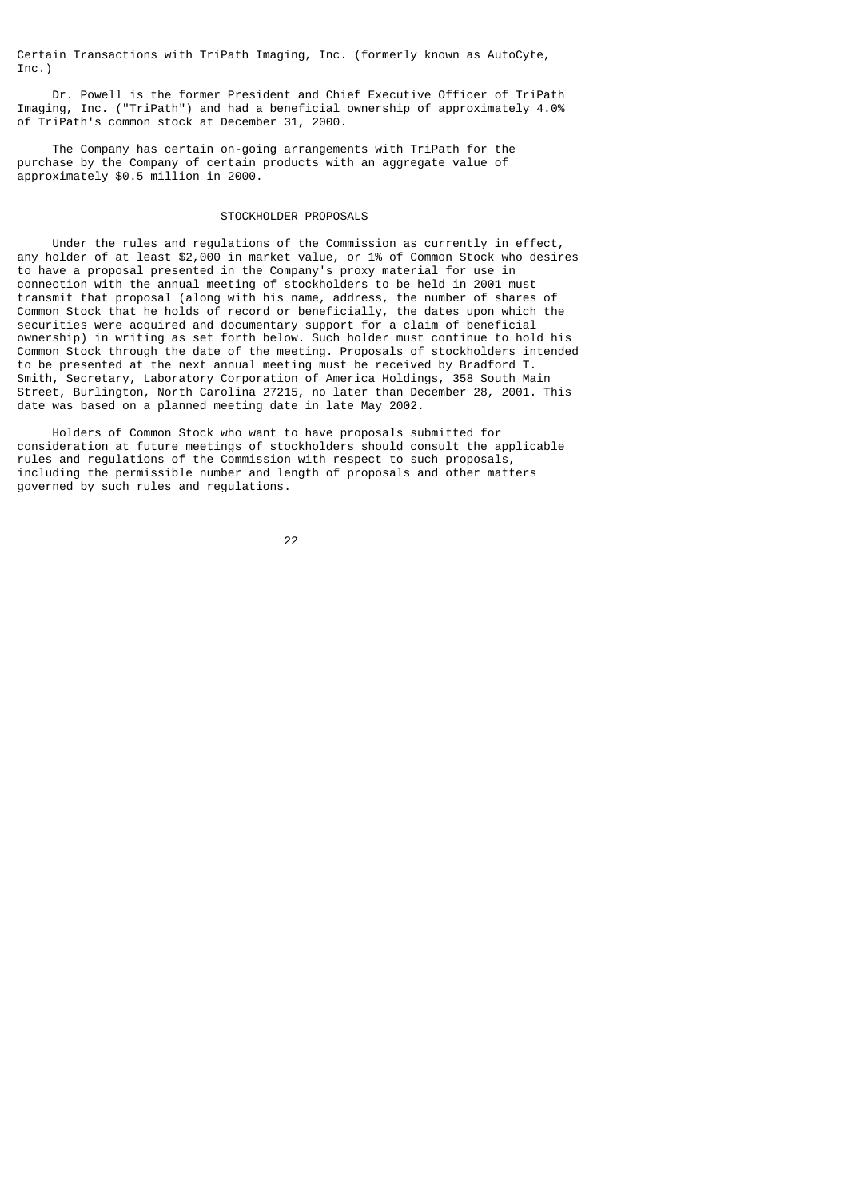Certain Transactions with TriPath Imaging, Inc. (formerly known as AutoCyte, Inc.)

Dr. Powell is the former President and Chief Executive Officer of TriPath Imaging, Inc. ("TriPath") and had a beneficial ownership of approximately 4.0% of TriPath's common stock at December 31, 2000.

The Company has certain on-going arrangements with TriPath for the purchase by the Company of certain products with an aggregate value of approximately $0.5 million in 2000.

## STOCKHOLDER PROPOSALS

Under the rules and regulations of the Commission as currently in effect, any holder of at least $2,000 in market value, or 1% of Common Stock who desires to have a proposal presented in the Company's proxy material for use in connection with the annual meeting of stockholders to be held in 2001 must transmit that proposal (along with his name, address, the number of shares of Common Stock that he holds of record or beneficially, the dates upon which the securities were acquired and documentary support for a claim of beneficial ownership) in writing as set forth below. Such holder must continue to hold his Common Stock through the date of the meeting. Proposals of stockholders intended to be presented at the next annual meeting must be received by Bradford T. Smith, Secretary, Laboratory Corporation of America Holdings, 358 South Main Street, Burlington, North Carolina 27215, no later than December 28, 2001. This date was based on a planned meeting date in late May 2002.

Holders of Common Stock who want to have proposals submitted for consideration at future meetings of stockholders should consult the applicable rules and regulations of the Commission with respect to such proposals, including the permissible number and length of proposals and other matters governed by such rules and regulations.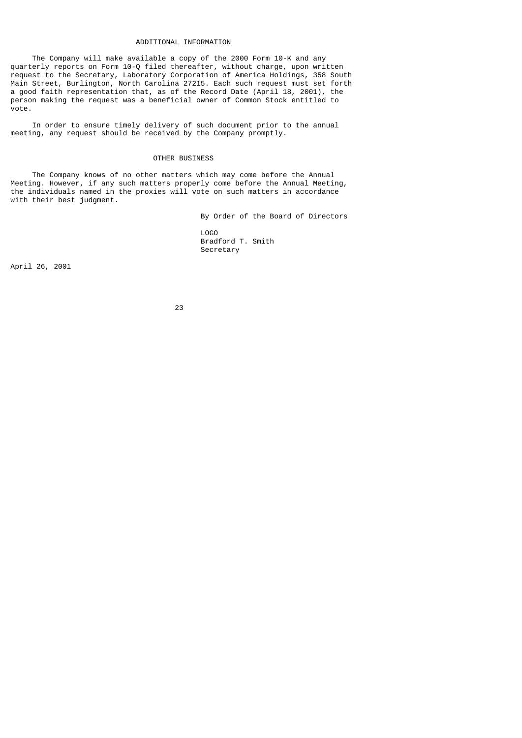## ADDITIONAL INFORMATION

The Company will make available a copy of the 2000 Form 10-K and any quarterly reports on Form 10-Q filed thereafter, without charge, upon written request to the Secretary, Laboratory Corporation of America Holdings, 358 South Main Street, Burlington, North Carolina 27215. Each such request must set forth a good faith representation that, as of the Record Date (April 18, 2001), the person making the request was a beneficial owner of Common Stock entitled to vote.

In order to ensure timely delivery of such document prior to the annual meeting, any request should be received by the Company promptly.

## OTHER BUSINESS

The Company knows of no other matters which may come before the Annual Meeting. However, if any such matters properly come before the Annual Meeting, the individuals named in the proxies will vote on such matters in accordance with their best judgment.

By Order of the Board of Directors

LOGO
Bradford T. Smith
Secretary

April 26, 2001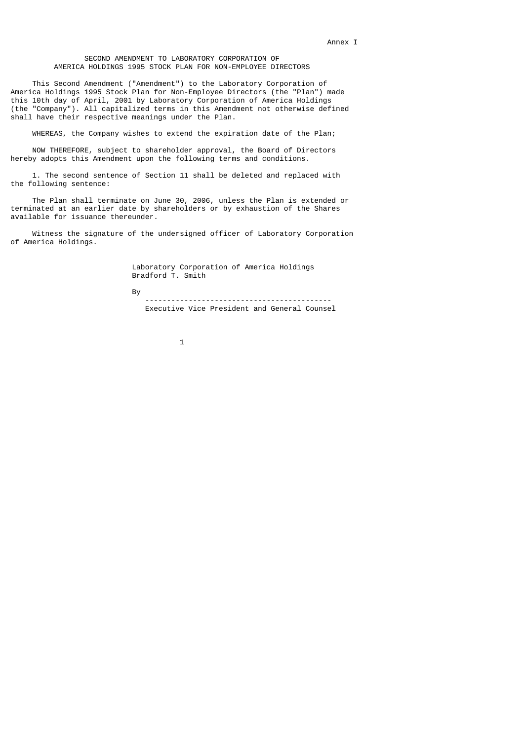Annex I

# SECOND AMENDMENT TO LABORATORY CORPORATION OF AMERICA HOLDINGS 1995 STOCK PLAN FOR NON-EMPLOYEE DIRECTORS

This Second Amendment ("Amendment") to the Laboratory Corporation of America Holdings 1995 Stock Plan for Non-Employee Directors (the "Plan") made this 10th day of April, 2001 by Laboratory Corporation of America Holdings (the "Company"). All capitalized terms in this Amendment not otherwise defined shall have their respective meanings under the Plan.

WHEREAS, the Company wishes to extend the expiration date of the Plan;

NOW THEREFORE, subject to shareholder approval, the Board of Directors hereby adopts this Amendment upon the following terms and conditions.

1. The second sentence of Section 11 shall be deleted and replaced with the following sentence:

The Plan shall terminate on June 30, 2006, unless the Plan is extended or terminated at an earlier date by shareholders or by exhaustion of the Shares available for issuance thereunder.

Witness the signature of the undersigned officer of Laboratory Corporation of America Holdings.

Laboratory Corporation of America Holdings
Bradford T. Smith

By

-------------------------------------------
Executive Vice President and General Counsel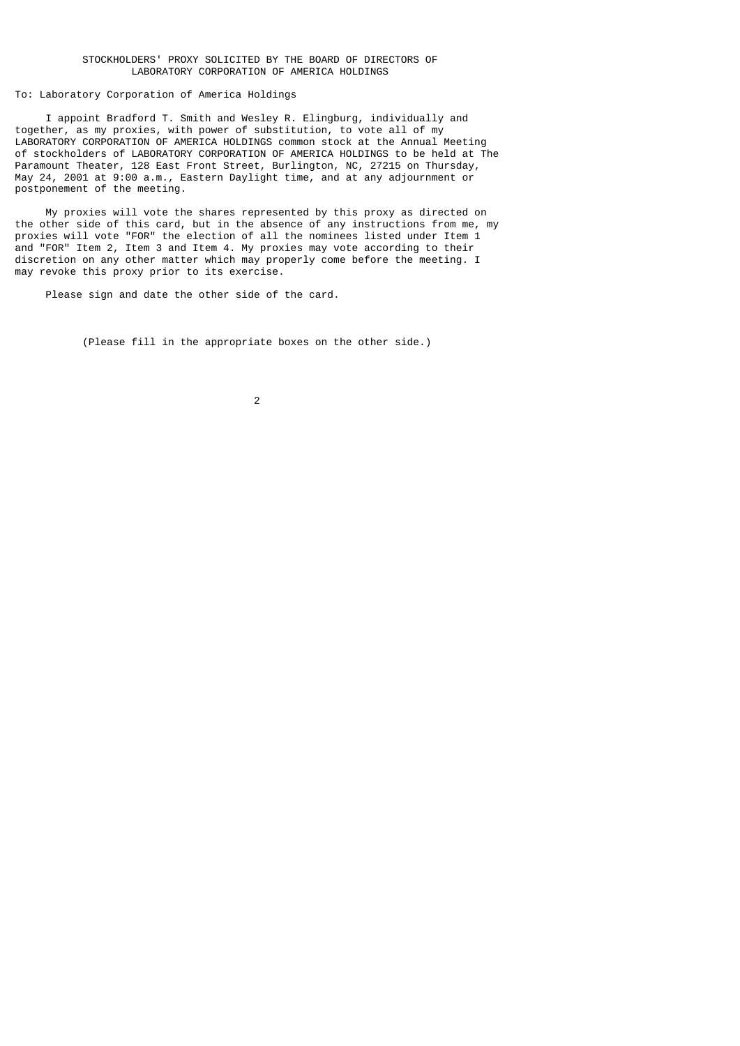STOCKHOLDERS' PROXY SOLICITED BY THE BOARD OF DIRECTORS OF LABORATORY CORPORATION OF AMERICA HOLDINGS

To: Laboratory Corporation of America Holdings

I appoint Bradford T. Smith and Wesley R. Elingburg, individually and together, as my proxies, with power of substitution, to vote all of my LABORATORY CORPORATION OF AMERICA HOLDINGS common stock at the Annual Meeting of stockholders of LABORATORY CORPORATION OF AMERICA HOLDINGS to be held at The Paramount Theater, 128 East Front Street, Burlington, NC, 27215 on Thursday, May 24, 2001 at 9:00 a.m., Eastern Daylight time, and at any adjournment or postponement of the meeting.

My proxies will vote the shares represented by this proxy as directed on the other side of this card, but in the absence of any instructions from me, my proxies will vote "FOR" the election of all the nominees listed under Item 1 and "FOR" Item 2, Item 3 and Item 4. My proxies may vote according to their discretion on any other matter which may properly come before the meeting. I may revoke this proxy prior to its exercise.

Please sign and date the other side of the card.

(Please fill in the appropriate boxes on the other side.)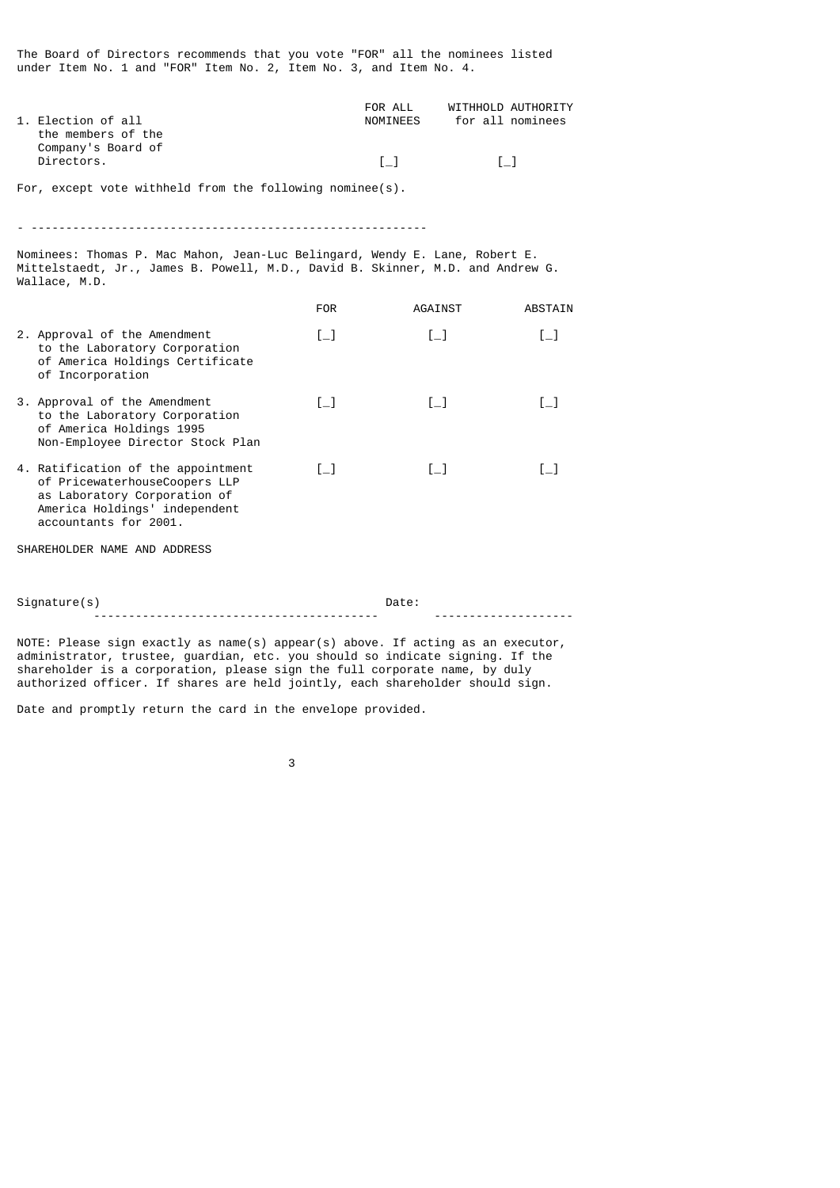The Board of Directors recommends that you vote "FOR" all the nominees listed under Item No. 1 and "FOR" Item No. 2, Item No. 3, and Item No. 4.

| | FOR ALL NOMINEES | WITHHOLD AUTHORITY for all nominees |
|---|---|---|
| 1. Election of all the members of the Company's Board of Directors. | [_] | [_] |

For, except vote withheld from the following nominee(s).

\- --------------------------------------------------------

Nominees: Thomas P. Mac Mahon, Jean-Luc Belingard, Wendy E. Lane, Robert E. Mittelstaedt, Jr., James B. Powell, M.D., David B. Skinner, M.D. and Andrew G. Wallace, M.D.

| | FOR | AGAINST | ABSTAIN |
|---|---|---|---|
| 2. Approval of the Amendment to the Laboratory Corporation of America Holdings Certificate of Incorporation | [_] | [_] | [_] |
| 3. Approval of the Amendment to the Laboratory Corporation of America Holdings 1995 Non-Employee Director Stock Plan | [_] | [_] | [_] |
| 4. Ratification of the appointment of PricewaterhouseCoopers LLP as Laboratory Corporation of America Holdings' independent accountants for 2001. | [_] | [_] | [_] |

SHAREHOLDER NAME AND ADDRESS

Signature(s) ---------------------------------------- Date: -------------------

NOTE: Please sign exactly as name(s) appear(s) above. If acting as an executor, administrator, trustee, guardian, etc. you should so indicate signing. If the shareholder is a corporation, please sign the full corporate name, by duly authorized officer. If shares are held jointly, each shareholder should sign.

Date and promptly return the card in the envelope provided.